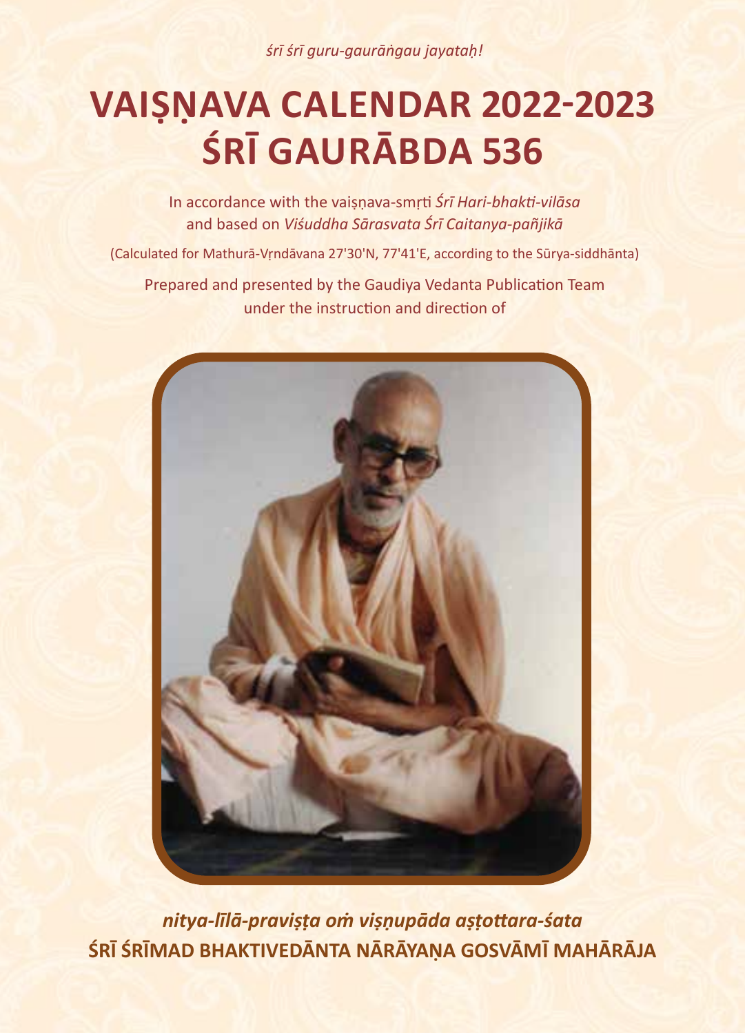*śrī śrī guru-gaurāṅgau jayataḥ!*

# VAIṢṆAVA CALENDAR 2022-2023
# ŚRĪ GAURĀBDA 536

In accordance with the vaiṣṇava-smṛti *Śrī Hari-bhakti-vilāsa* and based on *Viśuddha Sārasvata Śrī Caitanya-pañjikā*

(Calculated for Mathurā-Vṛndāvana 27'30'N, 77'41'E, according to the Sūrya-siddhānta)

Prepared and presented by the Gaudiya Vedanta Publication Team under the instruction and direction of

***nitya-līlā-praviṣṭa oṁ viṣṇupāda aṣṭottara-śata***

**ŚRĪ ŚRĪMAD BHAKTIVEDĀNTA NĀRĀYAṆA GOSVĀMĪ MAHĀRĀJA**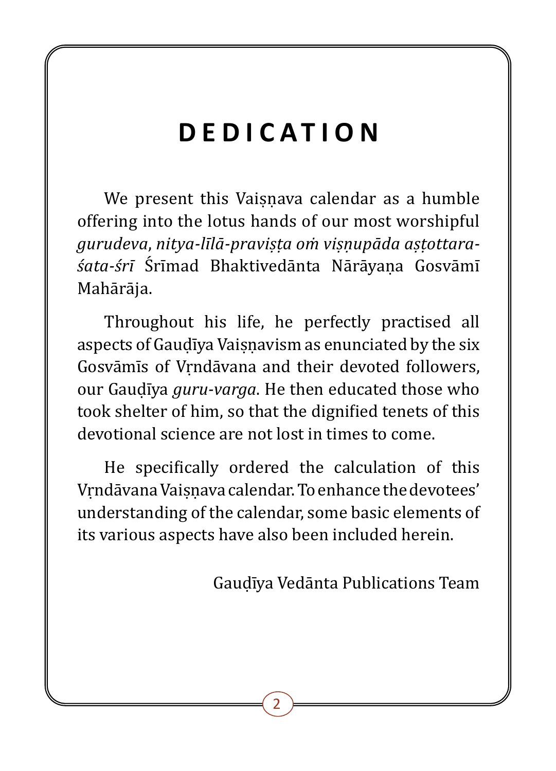# DEDICATION

We present this Vaiṣṇava calendar as a humble offering into the lotus hands of our most worshipful *gurudeva*, *nitya-līlā-praviṣṭa oṁ viṣṇupāda aṣṭottara-śata-śrī* Śrīmad Bhaktivedānta Nārāyaṇa Gosvāmī Mahārāja.

Throughout his life, he perfectly practised all aspects of Gauḍīya Vaiṣṇavism as enunciated by the six Gosvāmīs of Vṛndāvana and their devoted followers, our Gauḍīya *guru-varga*. He then educated those who took shelter of him, so that the dignified tenets of this devotional science are not lost in times to come.

He specifically ordered the calculation of this Vṛndāvana Vaiṣṇava calendar. To enhance the devotees' understanding of the calendar, some basic elements of its various aspects have also been included herein.

Gauḍīya Vedānta Publications Team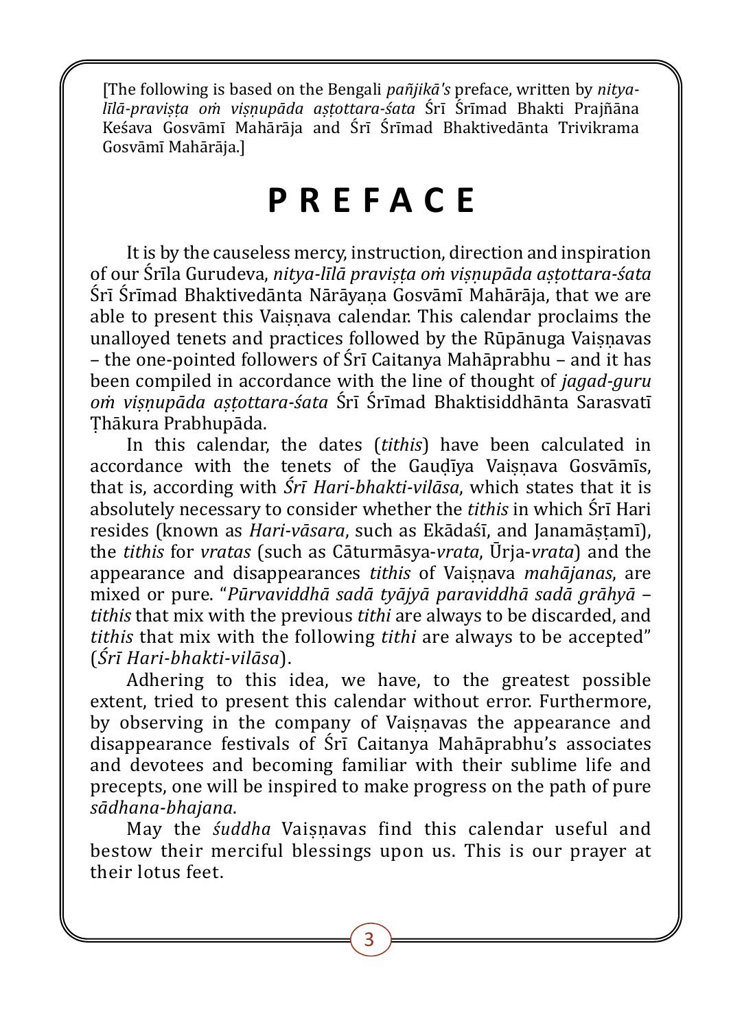[The following is based on the Bengali *pañjikā's* preface, written by *nitya-līlā-praviṣṭa oṁ viṣṇupāda aṣṭottara-śata* Śrī Śrīmad Bhakti Prajñāna Keśava Gosvāmī Mahārāja and Śrī Śrīmad Bhaktivedānta Trivikrama Gosvāmī Mahārāja.]

# P R E F A C E

It is by the causeless mercy, instruction, direction and inspiration of our Śrīla Gurudeva, *nitya-līlā praviṣṭa oṁ viṣṇupāda aṣṭottara-śata* Śrī Śrīmad Bhaktivedānta Nārāyaṇa Gosvāmī Mahārāja, that we are able to present this Vaiṣṇava calendar. This calendar proclaims the unalloyed tenets and practices followed by the Rūpānuga Vaiṣṇavas – the one-pointed followers of Śrī Caitanya Mahāprabhu – and it has been compiled in accordance with the line of thought of *jagad-guru oṁ viṣṇupāda aṣṭottara-śata* Śrī Śrīmad Bhaktisiddhānta Sarasvatī Ṭhākura Prabhupāda.

In this calendar, the dates (*tithis*) have been calculated in accordance with the tenets of the Gauḍīya Vaiṣṇava Gosvāmīs, that is, according with *Śrī Hari-bhakti-vilāsa*, which states that it is absolutely necessary to consider whether the *tithis* in which Śrī Hari resides (known as *Hari-vāsara*, such as Ekādaśī, and Janamāṣṭamī), the *tithis* for *vratas* (such as Cāturmāsya-*vrata*, Ūrja-*vrata*) and the appearance and disappearances *tithis* of Vaiṣṇava *mahājanas*, are mixed or pure. "*Pūrvaviddhā sadā tyājyā paraviddhā sadā grāhyā* – *tithis* that mix with the previous *tithi* are always to be discarded, and *tithis* that mix with the following *tithi* are always to be accepted" (*Śrī Hari-bhakti-vilāsa*).

Adhering to this idea, we have, to the greatest possible extent, tried to present this calendar without error. Furthermore, by observing in the company of Vaiṣṇavas the appearance and disappearance festivals of Śrī Caitanya Mahāprabhu's associates and devotees and becoming familiar with their sublime life and precepts, one will be inspired to make progress on the path of pure *sādhana-bhajana*.

May the *śuddha* Vaiṣṇavas find this calendar useful and bestow their merciful blessings upon us. This is our prayer at their lotus feet.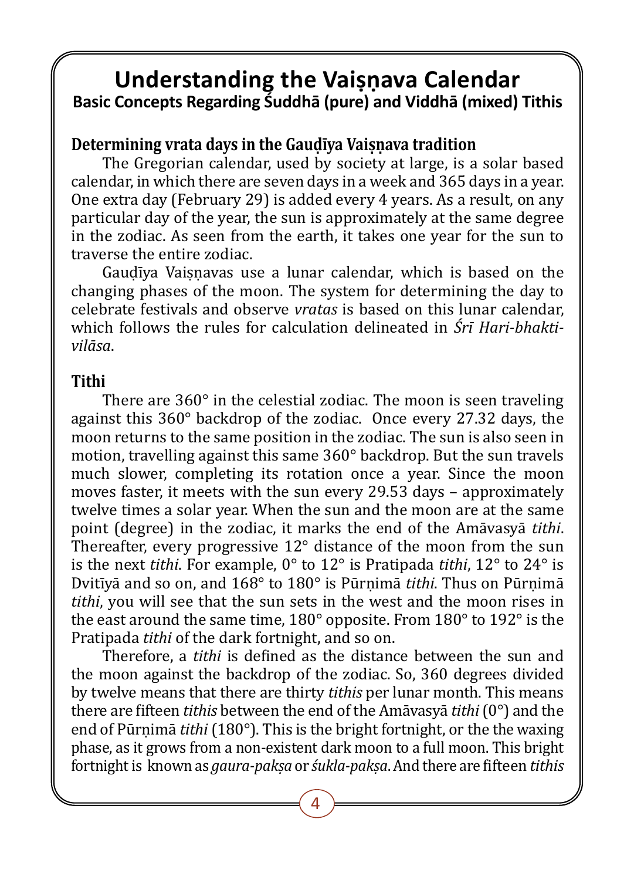# Understanding the Vaiṣṇava Calendar

## Basic Concepts Regarding Śuddhā (pure) and Viddhā (mixed) Tithis

### Determining vrata days in the Gauḍīya Vaiṣṇava tradition

The Gregorian calendar, used by society at large, is a solar based calendar, in which there are seven days in a week and 365 days in a year. One extra day (February 29) is added every 4 years. As a result, on any particular day of the year, the sun is approximately at the same degree in the zodiac. As seen from the earth, it takes one year for the sun to traverse the entire zodiac.

Gauḍīya Vaiṣṇavas use a lunar calendar, which is based on the changing phases of the moon. The system for determining the day to celebrate festivals and observe *vratas* is based on this lunar calendar, which follows the rules for calculation delineated in *Śrī Hari-bhakti-vilāsa*.

### Tithi

There are 360° in the celestial zodiac. The moon is seen traveling against this 360° backdrop of the zodiac. Once every 27.32 days, the moon returns to the same position in the zodiac. The sun is also seen in motion, travelling against this same 360° backdrop. But the sun travels much slower, completing its rotation once a year. Since the moon moves faster, it meets with the sun every 29.53 days – approximately twelve times a solar year. When the sun and the moon are at the same point (degree) in the zodiac, it marks the end of the Amāvasyā *tithi*. Thereafter, every progressive 12° distance of the moon from the sun is the next *tithi*. For example, 0° to 12° is Pratipada *tithi*, 12° to 24° is Dvitīyā and so on, and 168° to 180° is Pūrṇimā *tithi*. Thus on Pūrṇimā *tithi*, you will see that the sun sets in the west and the moon rises in the east around the same time, 180° opposite. From 180° to 192° is the Pratipada *tithi* of the dark fortnight, and so on.

Therefore, a *tithi* is defined as the distance between the sun and the moon against the backdrop of the zodiac. So, 360 degrees divided by twelve means that there are thirty *tithis* per lunar month. This means there are fifteen *tithis* between the end of the Amāvasyā *tithi* (0°) and the end of Pūrṇimā *tithi* (180°). This is the bright fortnight, or the the waxing phase, as it grows from a non-existent dark moon to a full moon. This bright fortnight is known as *gaura-pakṣa* or *śukla-pakṣa*. And there are fifteen *tithis*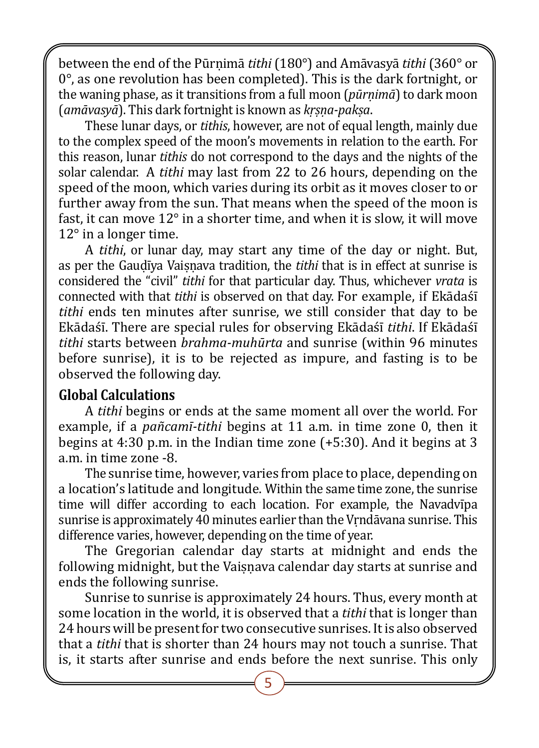between the end of the Pūrṇimā *tithi* (180°) and Amāvasyā *tithi* (360° or 0°, as one revolution has been completed). This is the dark fortnight, or the waning phase, as it transitions from a full moon (*pūrṇimā*) to dark moon (*amāvasyā*). This dark fortnight is known as *kṛṣṇa-pakṣa*.

These lunar days, or *tithis*, however, are not of equal length, mainly due to the complex speed of the moon's movements in relation to the earth. For this reason, lunar *tithis* do not correspond to the days and the nights of the solar calendar. A *tithi* may last from 22 to 26 hours, depending on the speed of the moon, which varies during its orbit as it moves closer to or further away from the sun. That means when the speed of the moon is fast, it can move 12° in a shorter time, and when it is slow, it will move 12° in a longer time.

A *tithi*, or lunar day, may start any time of the day or night. But, as per the Gauḍīya Vaiṣṇava tradition, the *tithi* that is in effect at sunrise is considered the "civil" *tithi* for that particular day. Thus, whichever *vrata* is connected with that *tithi* is observed on that day. For example, if Ekādaśī *tithi* ends ten minutes after sunrise, we still consider that day to be Ekādaśī. There are special rules for observing Ekādaśī *tithi*. If Ekādaśī *tithi* starts between *brahma-muhūrta* and sunrise (within 96 minutes before sunrise), it is to be rejected as impure, and fasting is to be observed the following day.

## Global Calculations

A *tithi* begins or ends at the same moment all over the world. For example, if a *pañcamī-tithi* begins at 11 a.m. in time zone 0, then it begins at 4:30 p.m. in the Indian time zone (+5:30). And it begins at 3 a.m. in time zone -8.

The sunrise time, however, varies from place to place, depending on a location's latitude and longitude. Within the same time zone, the sunrise time will differ according to each location. For example, the Navadvīpa sunrise is approximately 40 minutes earlier than the Vṛndāvana sunrise. This difference varies, however, depending on the time of year.

The Gregorian calendar day starts at midnight and ends the following midnight, but the Vaiṣṇava calendar day starts at sunrise and ends the following sunrise.

Sunrise to sunrise is approximately 24 hours. Thus, every month at some location in the world, it is observed that a *tithi* that is longer than 24 hours will be present for two consecutive sunrises. It is also observed that a *tithi* that is shorter than 24 hours may not touch a sunrise. That is, it starts after sunrise and ends before the next sunrise. This only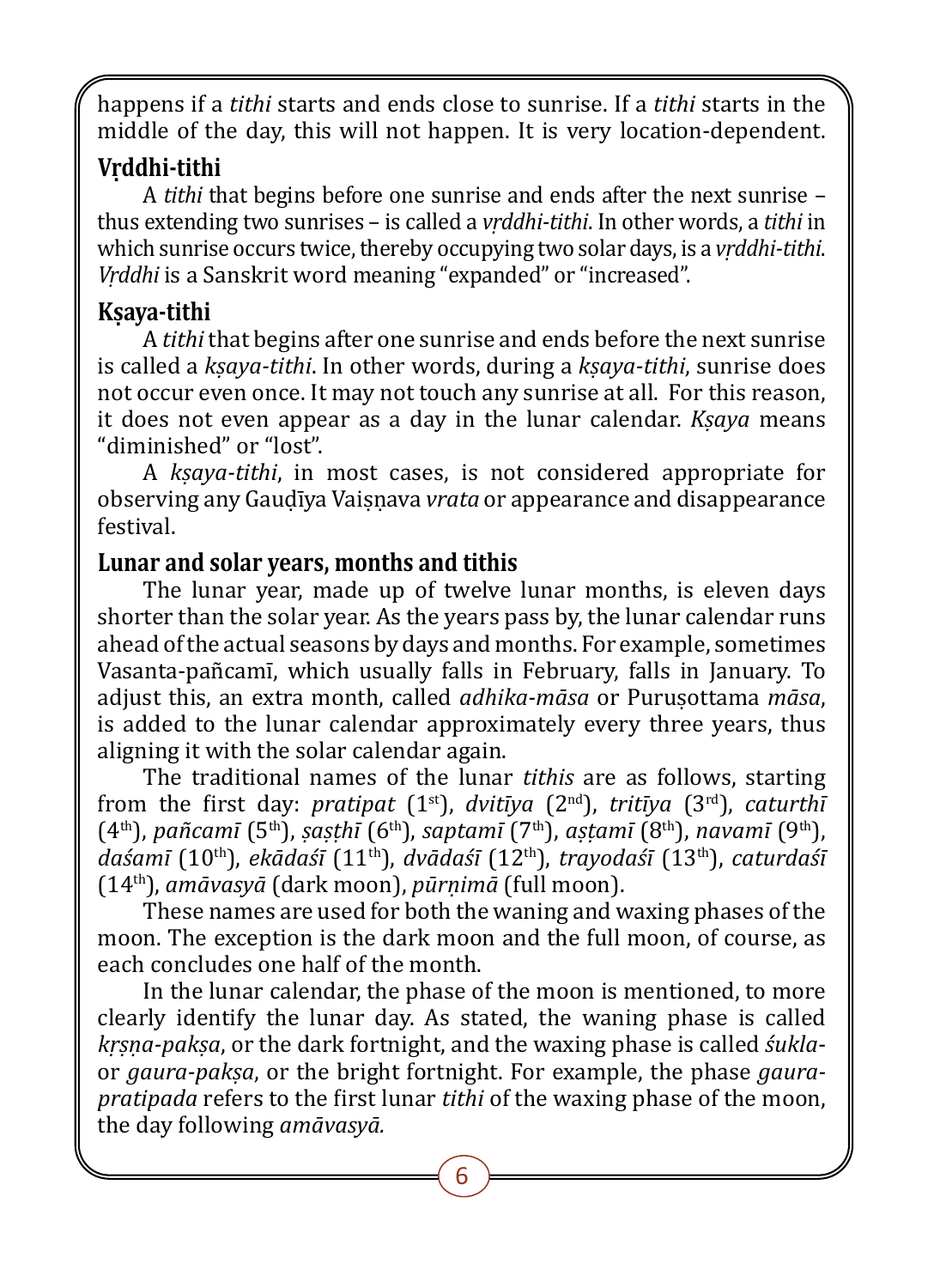happens if a *tithi* starts and ends close to sunrise. If a *tithi* starts in the middle of the day, this will not happen. It is very location-dependent.

### Vṛddhi-tithi

A *tithi* that begins before one sunrise and ends after the next sunrise – thus extending two sunrises – is called a *vṛddhi-tithi*. In other words, a *tithi* in which sunrise occurs twice, thereby occupying two solar days, is a *vṛddhi-tithi*. *Vṛddhi* is a Sanskrit word meaning "expanded" or "increased".

### Kṣaya-tithi

A *tithi* that begins after one sunrise and ends before the next sunrise is called a *kṣaya-tithi*. In other words, during a *kṣaya-tithi*, sunrise does not occur even once. It may not touch any sunrise at all. For this reason, it does not even appear as a day in the lunar calendar. *Kṣaya* means "diminished" or "lost".

A *kṣaya-tithi*, in most cases, is not considered appropriate for observing any Gauḍīya Vaiṣṇava *vrata* or appearance and disappearance festival.

### Lunar and solar years, months and tithis

The lunar year, made up of twelve lunar months, is eleven days shorter than the solar year. As the years pass by, the lunar calendar runs ahead of the actual seasons by days and months. For example, sometimes Vasanta-pañcamī, which usually falls in February, falls in January. To adjust this, an extra month, called *adhika-māsa* or Puruṣottama *māsa*, is added to the lunar calendar approximately every three years, thus aligning it with the solar calendar again.

The traditional names of the lunar *tithis* are as follows, starting from the first day: *pratipat* (1st), *dvitīya* (2nd), *tritīya* (3rd), *caturthī* (4th), *pañcamī* (5th), *ṣaṣṭhī* (6th), *saptamī* (7th), *aṣṭamī* (8th), *navamī* (9th), *daśamī* (10th), *ekādaśī* (11th), *dvādaśī* (12th), *trayodaśī* (13th), *caturdaśī* (14th), *amāvasyā* (dark moon), *pūrṇimā* (full moon).

These names are used for both the waning and waxing phases of the moon. The exception is the dark moon and the full moon, of course, as each concludes one half of the month.

In the lunar calendar, the phase of the moon is mentioned, to more clearly identify the lunar day. As stated, the waning phase is called *kṛṣṇa-pakṣa*, or the dark fortnight, and the waxing phase is called *śukla-* or *gaura-pakṣa*, or the bright fortnight. For example, the phase *gaura-pratipada* refers to the first lunar *tithi* of the waxing phase of the moon, the day following *amāvasyā.*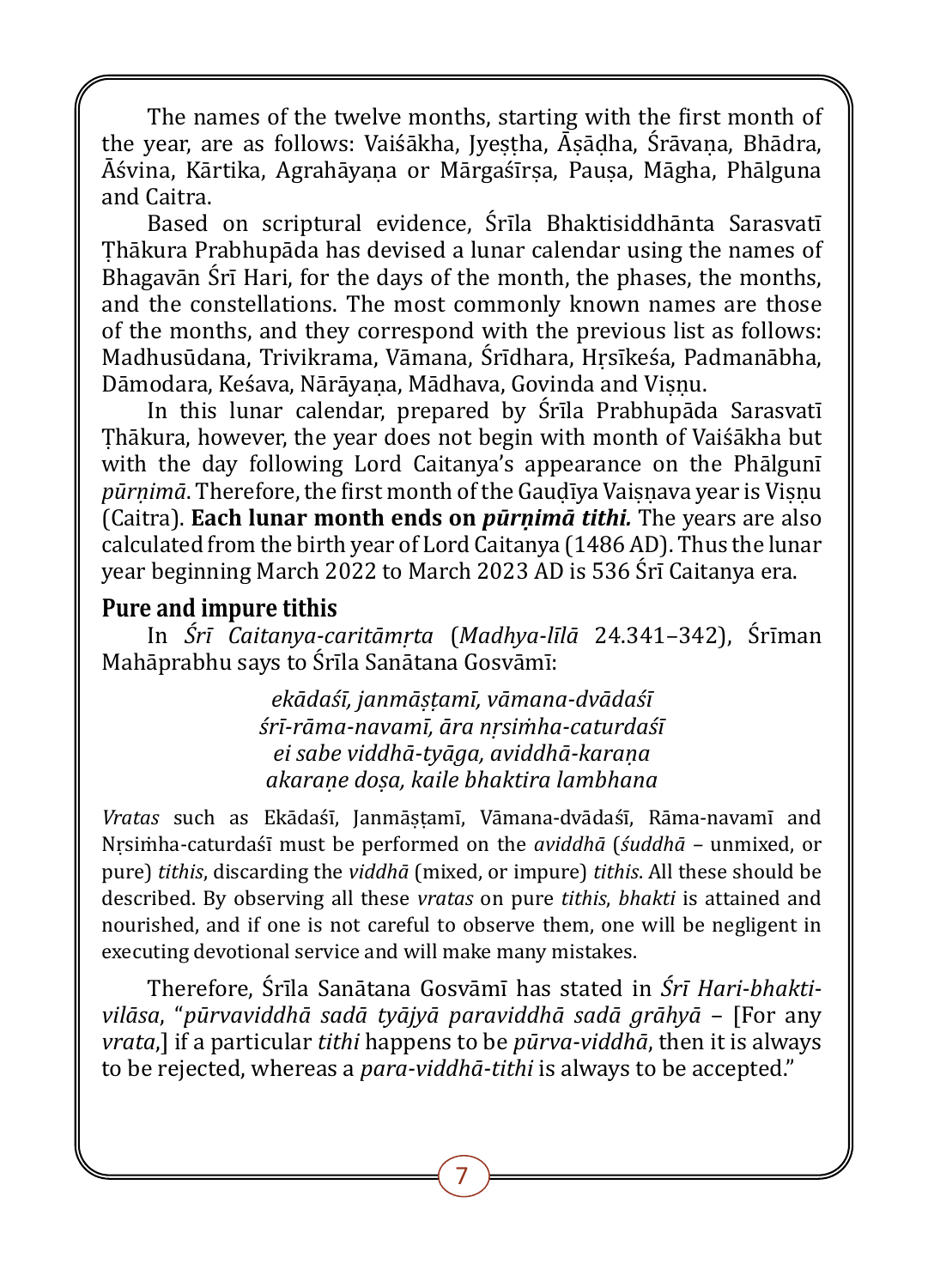The names of the twelve months, starting with the first month of the year, are as follows: Vaiśākha, Jyeṣṭha, Āṣāḍha, Śrāvaṇa, Bhādra, Āśvina, Kārtika, Agrahāyaṇa or Mārgaśīrṣa, Pauṣa, Māgha, Phālguna and Caitra.

Based on scriptural evidence, Śrīla Bhaktisiddhānta Sarasvatī Ṭhākura Prabhupāda has devised a lunar calendar using the names of Bhagavān Śrī Hari, for the days of the month, the phases, the months, and the constellations. The most commonly known names are those of the months, and they correspond with the previous list as follows: Madhusūdana, Trivikrama, Vāmana, Śrīdhara, Hṛṣīkeśa, Padmanābha, Dāmodara, Keśava, Nārāyaṇa, Mādhava, Govinda and Viṣṇu.

In this lunar calendar, prepared by Śrīla Prabhupāda Sarasvatī Ṭhākura, however, the year does not begin with month of Vaiśākha but with the day following Lord Caitanya's appearance on the Phālgunī *pūrṇimā*. Therefore, the first month of the Gauḍīya Vaiṣṇava year is Viṣṇu (Caitra). **Each lunar month ends on *pūrṇimā tithi.*** The years are also calculated from the birth year of Lord Caitanya (1486 AD). Thus the lunar year beginning March 2022 to March 2023 AD is 536 Śrī Caitanya era.

## Pure and impure tithis

In *Śrī Caitanya-caritāmṛta* (*Madhya-līlā* 24.341–342), Śrīman Mahāprabhu says to Śrīla Sanātana Gosvāmī:

*ekādaśī, janmāṣṭamī, vāmana-dvādaśī*
*śrī-rāma-navamī, āra nṛsiṁha-caturdaśī*
*ei sabe viddhā-tyāga, aviddhā-karaṇa*
*akaraṇe doṣa, kaile bhaktira lambhana*

*Vratas* such as Ekādaśī, Janmāṣṭamī, Vāmana-dvādaśī, Rāma-navamī and Nṛsiṁha-caturdaśī must be performed on the *aviddhā* (*śuddhā* – unmixed, or pure) *tithis*, discarding the *viddhā* (mixed, or impure) *tithis*. All these should be described. By observing all these *vratas* on pure *tithis*, *bhakti* is attained and nourished, and if one is not careful to observe them, one will be negligent in executing devotional service and will make many mistakes.

Therefore, Śrīla Sanātana Gosvāmī has stated in *Śrī Hari-bhakti-vilāsa*, "*pūrvaviddhā sadā tyājyā paraviddhā sadā grāhyā* – [For any *vrata*,] if a particular *tithi* happens to be *pūrva-viddhā*, then it is always to be rejected, whereas a *para-viddhā-tithi* is always to be accepted."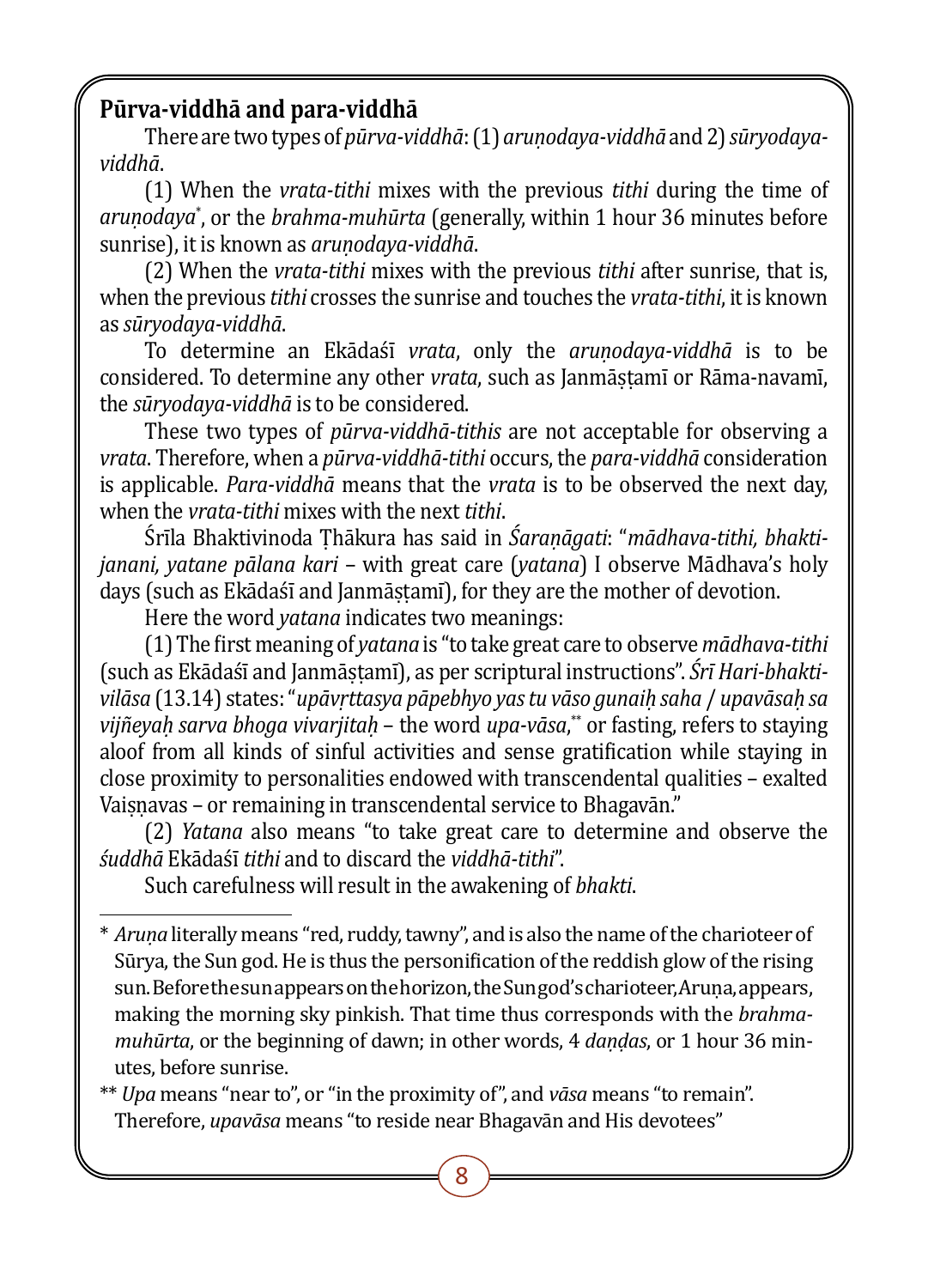**Pūrva-viddhā and para-viddhā**

There are two types of *pūrva-viddhā*: (1) *aruṇodaya-viddhā* and 2) *sūryodaya-viddhā*.

(1) When the *vrata-tithi* mixes with the previous *tithi* during the time of *aruṇodaya*\*, or the *brahma-muhūrta* (generally, within 1 hour 36 minutes before sunrise), it is known as *aruṇodaya-viddhā*.

(2) When the *vrata-tithi* mixes with the previous *tithi* after sunrise, that is, when the previous *tithi* crosses the sunrise and touches the *vrata-tithi*, it is known as *sūryodaya-viddhā*.

To determine an Ekādaśī *vrata*, only the *aruṇodaya-viddhā* is to be considered. To determine any other *vrata*, such as Janmāṣṭamī or Rāma-navamī, the *sūryodaya-viddhā* is to be considered.

These two types of *pūrva-viddhā-tithis* are not acceptable for observing a *vrata*. Therefore, when a *pūrva-viddhā-tithi* occurs, the *para-viddhā* consideration is applicable. *Para-viddhā* means that the *vrata* is to be observed the next day, when the *vrata-tithi* mixes with the next *tithi*.

Śrīla Bhaktivinoda Ṭhākura has said in *Śaraṇāgati*: "*mādhava-tithi, bhakti-janani, yatane pālana kari* – with great care (*yatana*) I observe Mādhava's holy days (such as Ekādaśī and Janmāṣṭamī), for they are the mother of devotion.

Here the word *yatana* indicates two meanings:

(1) The first meaning of *yatana* is "to take great care to observe *mādhava-tithi* (such as Ekādaśī and Janmāṣṭamī), as per scriptural instructions". *Śrī Hari-bhakti-vilāsa* (13.14) states: "*upāvṛttasya pāpebhyo yas tu vāso gunaiḥ saha / upavāsaḥ sa vijñeyaḥ sarva bhoga vivarjitaḥ* – the word *upa-vāsa*,\*\* or fasting, refers to staying aloof from all kinds of sinful activities and sense gratification while staying in close proximity to personalities endowed with transcendental qualities – exalted Vaiṣṇavas – or remaining in transcendental service to Bhagavān."

(2) *Yatana* also means "to take great care to determine and observe the *śuddhā* Ekādaśī *tithi* and to discard the *viddhā-tithi*".

Such carefulness will result in the awakening of *bhakti*.

---

\* *Aruṇa* literally means "red, ruddy, tawny", and is also the name of the charioteer of Sūrya, the Sun god. He is thus the personification of the reddish glow of the rising sun. Before the sun appears on the horizon, the Sun god's charioteer, Aruṇa, appears, making the morning sky pinkish. That time thus corresponds with the *brahma-muhūrta*, or the beginning of dawn; in other words, 4 *daṇḍas*, or 1 hour 36 minutes, before sunrise.

\*\* *Upa* means "near to", or "in the proximity of", and *vāsa* means "to remain". Therefore, *upavāsa* means "to reside near Bhagavān and His devotees"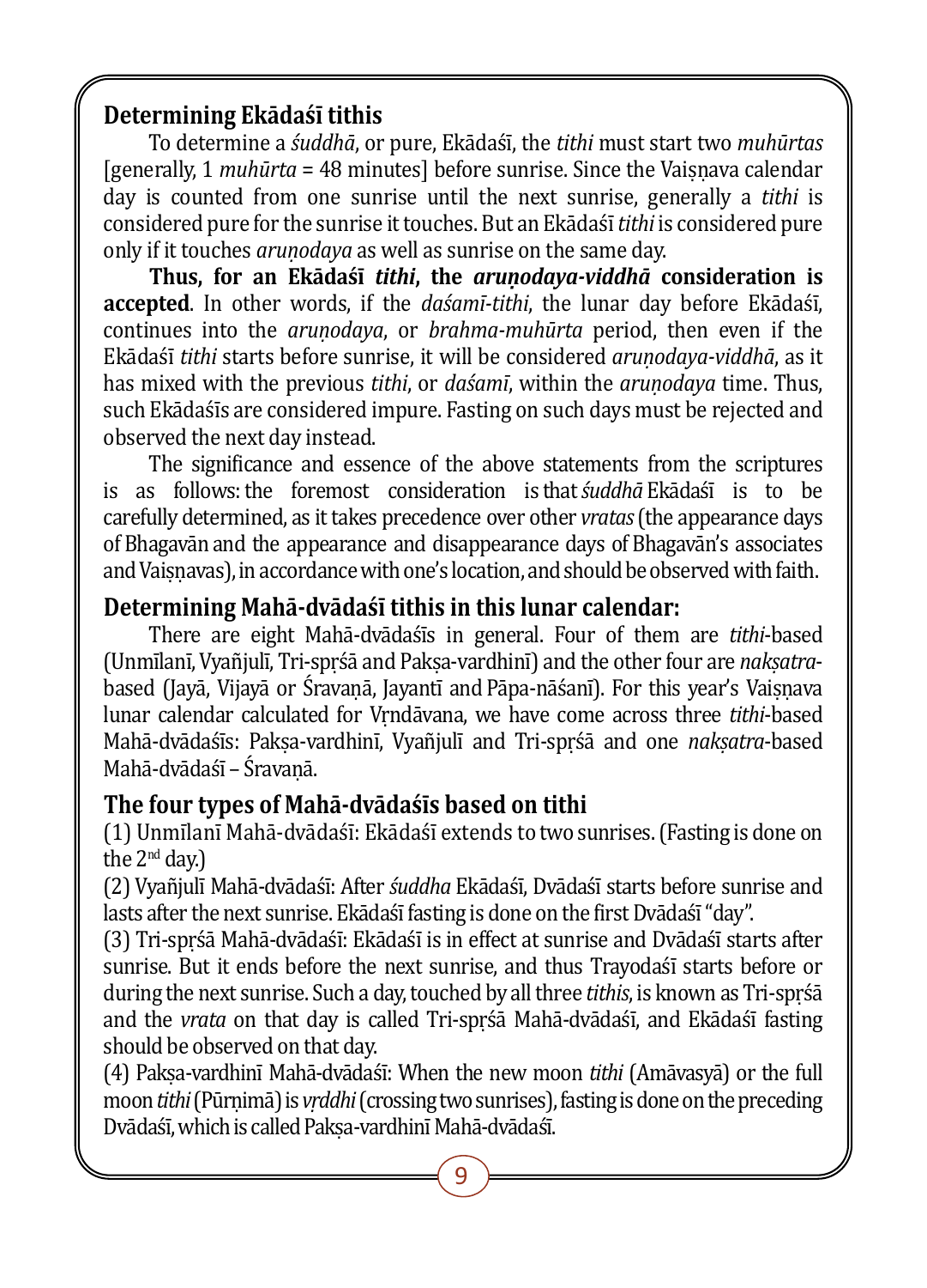## Determining Ekādaśī tithis

To determine a *śuddhā*, or pure, Ekādaśī, the *tithi* must start two *muhūrtas* [generally, 1 *muhūrta* = 48 minutes] before sunrise. Since the Vaiṣṇava calendar day is counted from one sunrise until the next sunrise, generally a *tithi* is considered pure for the sunrise it touches. But an Ekādaśī *tithi* is considered pure only if it touches *aruṇodaya* as well as sunrise on the same day.

**Thus, for an Ekādaśī *tithi*, the *aruṇodaya-viddhā* consideration is accepted**. In other words, if the *daśamī-tithi*, the lunar day before Ekādaśī, continues into the *aruṇodaya*, or *brahma-muhūrta* period, then even if the Ekādaśī *tithi* starts before sunrise, it will be considered *aruṇodaya-viddhā*, as it has mixed with the previous *tithi*, or *daśamī*, within the *aruṇodaya* time. Thus, such Ekādaśīs are considered impure. Fasting on such days must be rejected and observed the next day instead.

The significance and essence of the above statements from the scriptures is as follows: the foremost consideration is that *śuddhā* Ekādaśī is to be carefully determined, as it takes precedence over other *vratas* (the appearance days of Bhagavān and the appearance and disappearance days of Bhagavān's associates and Vaiṣṇavas), in accordance with one's location, and should be observed with faith.

## Determining Mahā-dvādaśī tithis in this lunar calendar:

There are eight Mahā-dvādaśīs in general. Four of them are *tithi*-based (Unmīlanī, Vyañjulī, Tri-spṛśā and Pakṣa-vardhinī) and the other four are *nakṣatra*-based (Jayā, Vijayā or Śravaṇā, Jayantī and Pāpa-nāśanī). For this year's Vaiṣṇava lunar calendar calculated for Vṛndāvana, we have come across three *tithi*-based Mahā-dvādaśīs: Pakṣa-vardhinī, Vyañjulī and Tri-spṛśā and one *nakṣatra*-based Mahā-dvādaśī – Śravaṇā.

## The four types of Mahā-dvādaśīs based on tithi

(1) Unmīlanī Mahā-dvādaśī: Ekādaśī extends to two sunrises. (Fasting is done on the 2nd day.)

(2) Vyañjulī Mahā-dvādaśī: After *śuddha* Ekādaśī, Dvādaśī starts before sunrise and lasts after the next sunrise. Ekādaśī fasting is done on the first Dvādaśī "day".

(3) Tri-spṛśā Mahā-dvādaśī: Ekādaśī is in effect at sunrise and Dvādaśī starts after sunrise. But it ends before the next sunrise, and thus Trayodaśī starts before or during the next sunrise. Such a day, touched by all three *tithis*, is known as Tri-spṛśā and the *vrata* on that day is called Tri-spṛśā Mahā-dvādaśī, and Ekādaśī fasting should be observed on that day.

(4) Pakṣa-vardhinī Mahā-dvādaśī: When the new moon *tithi* (Amāvasyā) or the full moon *tithi* (Pūrṇimā) is *vṛddhi* (crossing two sunrises), fasting is done on the preceding Dvādaśī, which is called Pakṣa-vardhinī Mahā-dvādaśī.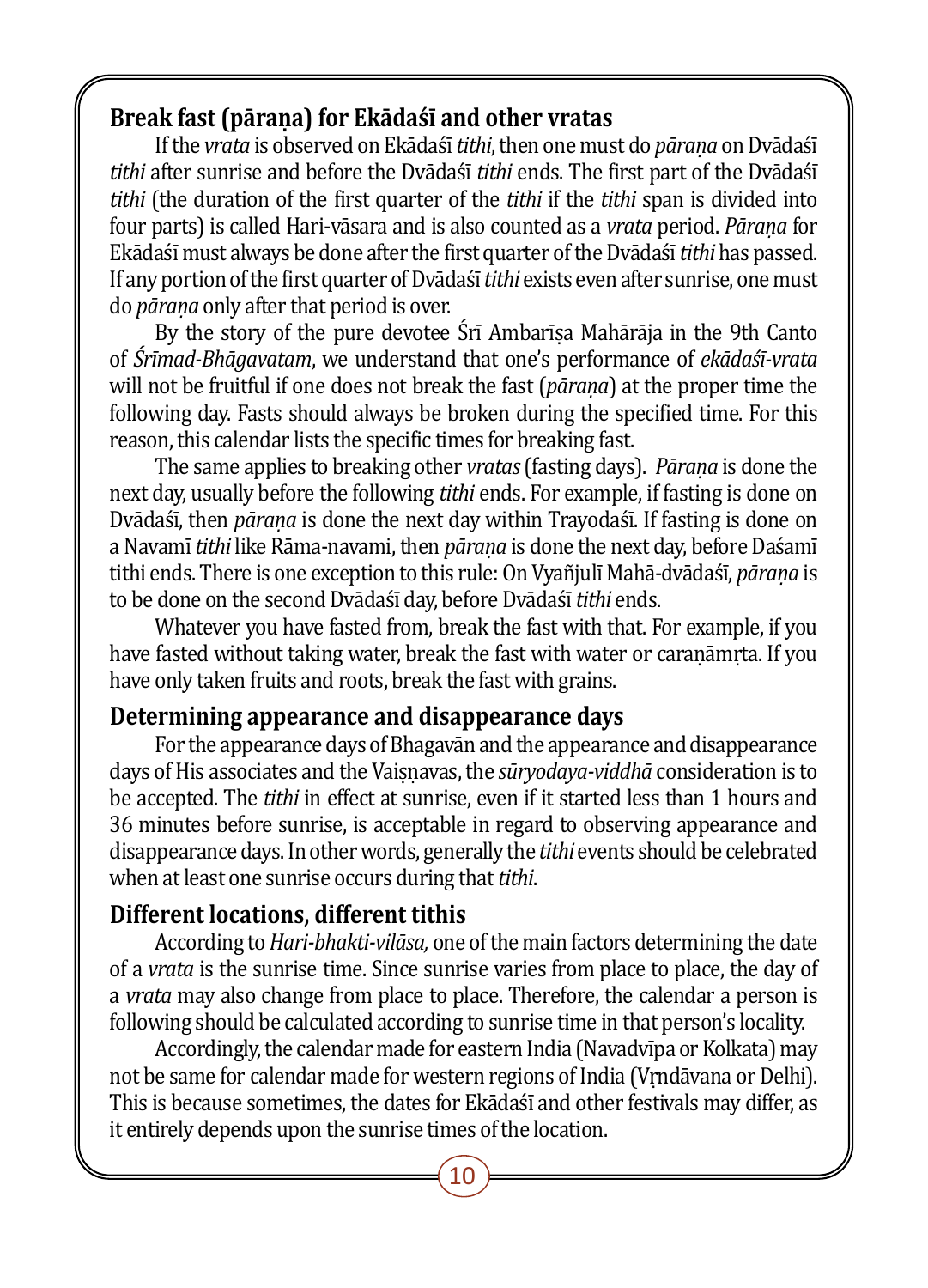## Break fast (pāraṇa) for Ekādaśī and other vratas

If the *vrata* is observed on Ekādaśī *tithi*, then one must do *pāraṇa* on Dvādaśī *tithi* after sunrise and before the Dvādaśī *tithi* ends. The first part of the Dvādaśī *tithi* (the duration of the first quarter of the *tithi* if the *tithi* span is divided into four parts) is called Hari-vāsara and is also counted as a *vrata* period. *Pāraṇa* for Ekādaśī must always be done after the first quarter of the Dvādaśī *tithi* has passed. If any portion of the first quarter of Dvādaśī *tithi* exists even after sunrise, one must do *pāraṇa* only after that period is over.

By the story of the pure devotee Śrī Ambarīṣa Mahārāja in the 9th Canto of *Śrīmad-Bhāgavatam*, we understand that one's performance of *ekādaśī-vrata* will not be fruitful if one does not break the fast (*pāraṇa*) at the proper time the following day. Fasts should always be broken during the specified time. For this reason, this calendar lists the specific times for breaking fast.

The same applies to breaking other *vratas* (fasting days). *Pāraṇa* is done the next day, usually before the following *tithi* ends. For example, if fasting is done on Dvādaśī, then *pāraṇa* is done the next day within Trayodaśī. If fasting is done on a Navamī *tithi* like Rāma-navami, then *pāraṇa* is done the next day, before Daśamī tithi ends. There is one exception to this rule: On Vyañjulī Mahā-dvādaśī, *pāraṇa* is to be done on the second Dvādaśī day, before Dvādaśī *tithi* ends.

Whatever you have fasted from, break the fast with that. For example, if you have fasted without taking water, break the fast with water or caraṇāmṛta. If you have only taken fruits and roots, break the fast with grains.

## Determining appearance and disappearance days

For the appearance days of Bhagavān and the appearance and disappearance days of His associates and the Vaiṣṇavas, the *sūryodaya-viddhā* consideration is to be accepted. The *tithi* in effect at sunrise, even if it started less than 1 hours and 36 minutes before sunrise, is acceptable in regard to observing appearance and disappearance days. In other words, generally the *tithi* events should be celebrated when at least one sunrise occurs during that *tithi*.

## Different locations, different tithis

According to *Hari-bhakti-vilāsa,* one of the main factors determining the date of a *vrata* is the sunrise time. Since sunrise varies from place to place, the day of a *vrata* may also change from place to place. Therefore, the calendar a person is following should be calculated according to sunrise time in that person's locality.

Accordingly, the calendar made for eastern India (Navadvīpa or Kolkata) may not be same for calendar made for western regions of India (Vṛndāvana or Delhi). This is because sometimes, the dates for Ekādaśī and other festivals may differ, as it entirely depends upon the sunrise times of the location.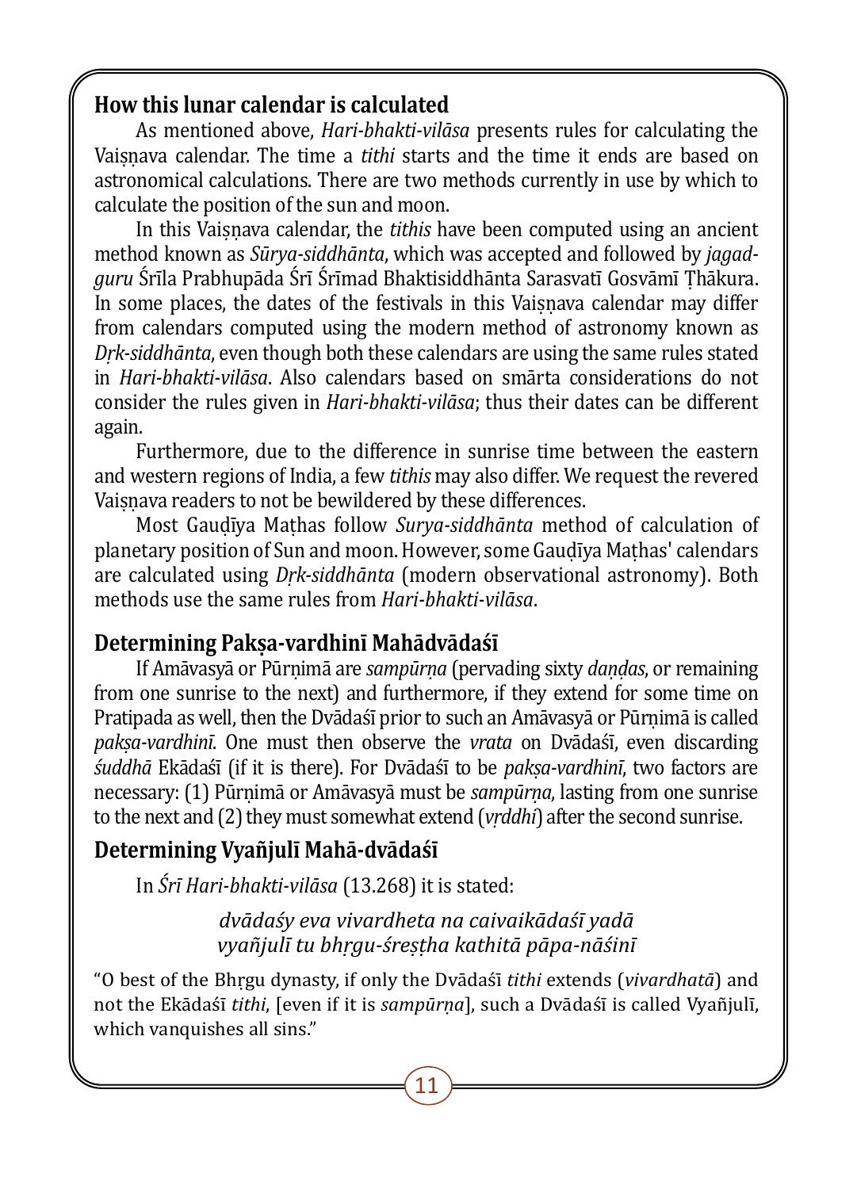## How this lunar calendar is calculated

As mentioned above, *Hari-bhakti-vilāsa* presents rules for calculating the Vaiṣṇava calendar. The time a *tithi* starts and the time it ends are based on astronomical calculations. There are two methods currently in use by which to calculate the position of the sun and moon.

In this Vaiṣṇava calendar, the *tithis* have been computed using an ancient method known as *Sūrya-siddhānta*, which was accepted and followed by *jagad-guru* Śrīla Prabhupāda Śrī Śrīmad Bhaktisiddhānta Sarasvatī Gosvāmī Ṭhākura. In some places, the dates of the festivals in this Vaiṣṇava calendar may differ from calendars computed using the modern method of astronomy known as *Dṛk-siddhānta*, even though both these calendars are using the same rules stated in *Hari-bhakti-vilāsa*. Also calendars based on smārta considerations do not consider the rules given in *Hari-bhakti-vilāsa*; thus their dates can be different again.

Furthermore, due to the difference in sunrise time between the eastern and western regions of India, a few *tithis* may also differ. We request the revered Vaiṣṇava readers to not be bewildered by these differences.

Most Gauḍīya Maṭhas follow *Surya-siddhānta* method of calculation of planetary position of Sun and moon. However, some Gauḍīya Maṭhas' calendars are calculated using *Dṛk-siddhānta* (modern observational astronomy). Both methods use the same rules from *Hari-bhakti-vilāsa*.

## Determining Pakṣa-vardhinī Mahādvādaśī

If Amāvasyā or Pūrṇimā are *sampūrṇa* (pervading sixty *daṇḍas*, or remaining from one sunrise to the next) and furthermore, if they extend for some time on Pratipada as well, then the Dvādaśī prior to such an Amāvasyā or Pūrṇimā is called *pakṣa-vardhinī*. One must then observe the *vrata* on Dvādaśī, even discarding *śuddhā* Ekādaśī (if it is there). For Dvādaśī to be *pakṣa-vardhinī*, two factors are necessary: (1) Pūrṇimā or Amāvasyā must be *sampūrṇa*, lasting from one sunrise to the next and (2) they must somewhat extend (*vṛddhi*) after the second sunrise.

## Determining Vyañjulī Mahā-dvādaśī

In *Śrī Hari-bhakti-vilāsa* (13.268) it is stated:

*dvādaśy eva vivardheta na caivaikādaśī yadā*
*vyañjulī tu bhṛgu-śreṣṭha kathitā pāpa-nāśinī*

"O best of the Bhṛgu dynasty, if only the Dvādaśī *tithi* extends (*vivardhatā*) and not the Ekādaśī *tithi*, [even if it is *sampūrṇa*], such a Dvādaśī is called Vyañjulī, which vanquishes all sins."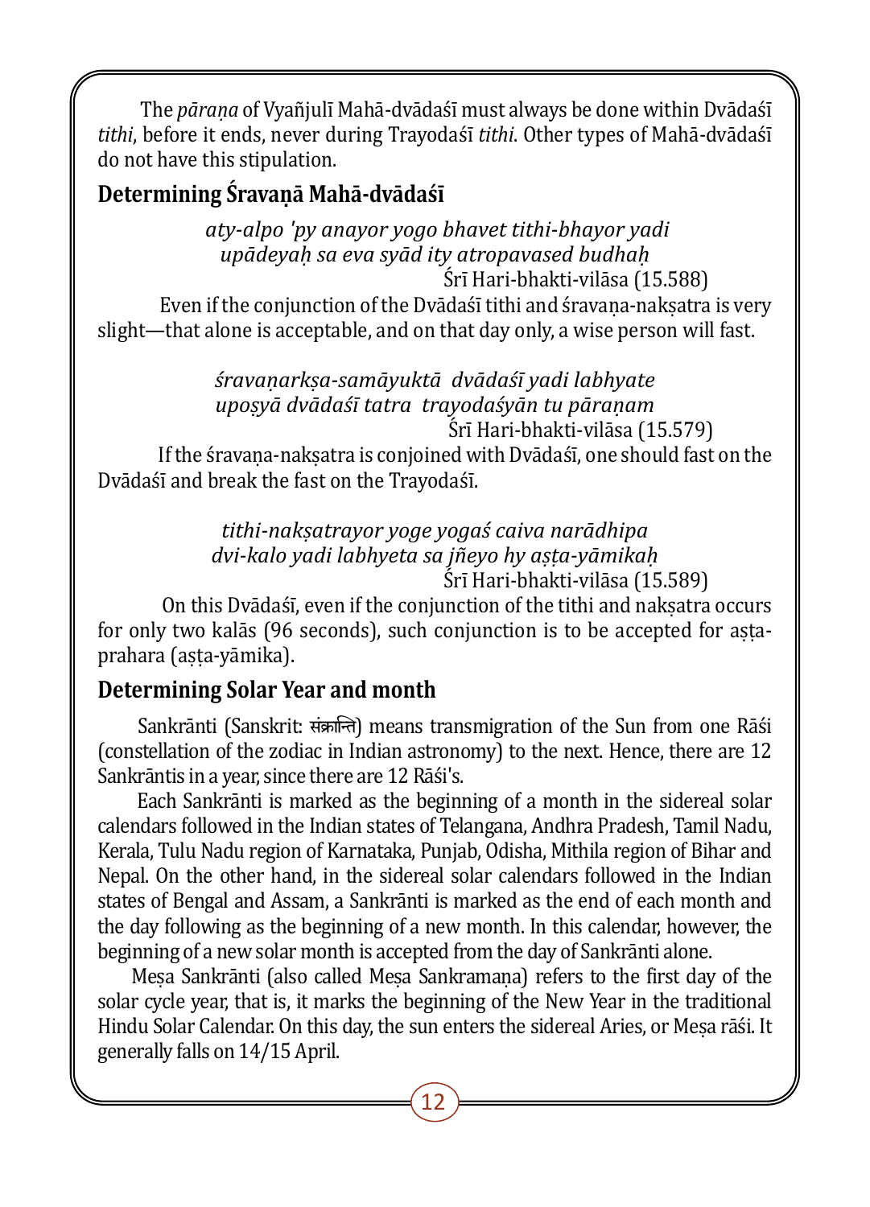The *pāraṇa* of Vyañjulī Mahā-dvādaśī must always be done within Dvādaśī *tithi*, before it ends, never during Trayodaśī *tithi*. Other types of Mahā-dvādaśī do not have this stipulation.

## Determining Śravaṇā Mahā-dvādaśī

*aty-alpo 'py anayor yogo bhavet tithi-bhayor yadi*
*upādeyaḥ sa eva syād ity atropavased budhaḥ*

Śrī Hari-bhakti-vilāsa (15.588)

Even if the conjunction of the Dvādaśī tithi and śravaṇa-nakṣatra is very slight—that alone is acceptable, and on that day only, a wise person will fast.

*śravaṇarkṣa-samāyuktā dvādaśī yadi labhyate*
*upoṣyā dvādaśī tatra trayodaśyān tu pāraṇam*

Śrī Hari-bhakti-vilāsa (15.579)

If the śravaṇa-nakṣatra is conjoined with Dvādaśī, one should fast on the Dvādaśī and break the fast on the Trayodaśī.

*tithi-nakṣatrayor yoge yogaś caiva narādhipa*
*dvi-kalo yadi labhyeta sa jñeyo hy aṣṭa-yāmikaḥ*

Śrī Hari-bhakti-vilāsa (15.589)

On this Dvādaśī, even if the conjunction of the tithi and nakṣatra occurs for only two kalās (96 seconds), such conjunction is to be accepted for aṣṭa-prahara (aṣṭa-yāmika).

## Determining Solar Year and month

Sankrānti (Sanskrit: संक्रान्ति) means transmigration of the Sun from one Rāśi (constellation of the zodiac in Indian astronomy) to the next. Hence, there are 12 Sankrāntis in a year, since there are 12 Rāśi's.

Each Sankrānti is marked as the beginning of a month in the sidereal solar calendars followed in the Indian states of Telangana, Andhra Pradesh, Tamil Nadu, Kerala, Tulu Nadu region of Karnataka, Punjab, Odisha, Mithila region of Bihar and Nepal. On the other hand, in the sidereal solar calendars followed in the Indian states of Bengal and Assam, a Sankrānti is marked as the end of each month and the day following as the beginning of a new month. In this calendar, however, the beginning of a new solar month is accepted from the day of Sankrānti alone.

Meṣa Sankrānti (also called Meṣa Sankramaṇa) refers to the first day of the solar cycle year, that is, it marks the beginning of the New Year in the traditional Hindu Solar Calendar. On this day, the sun enters the sidereal Aries, or Meṣa rāśi. It generally falls on 14/15 April.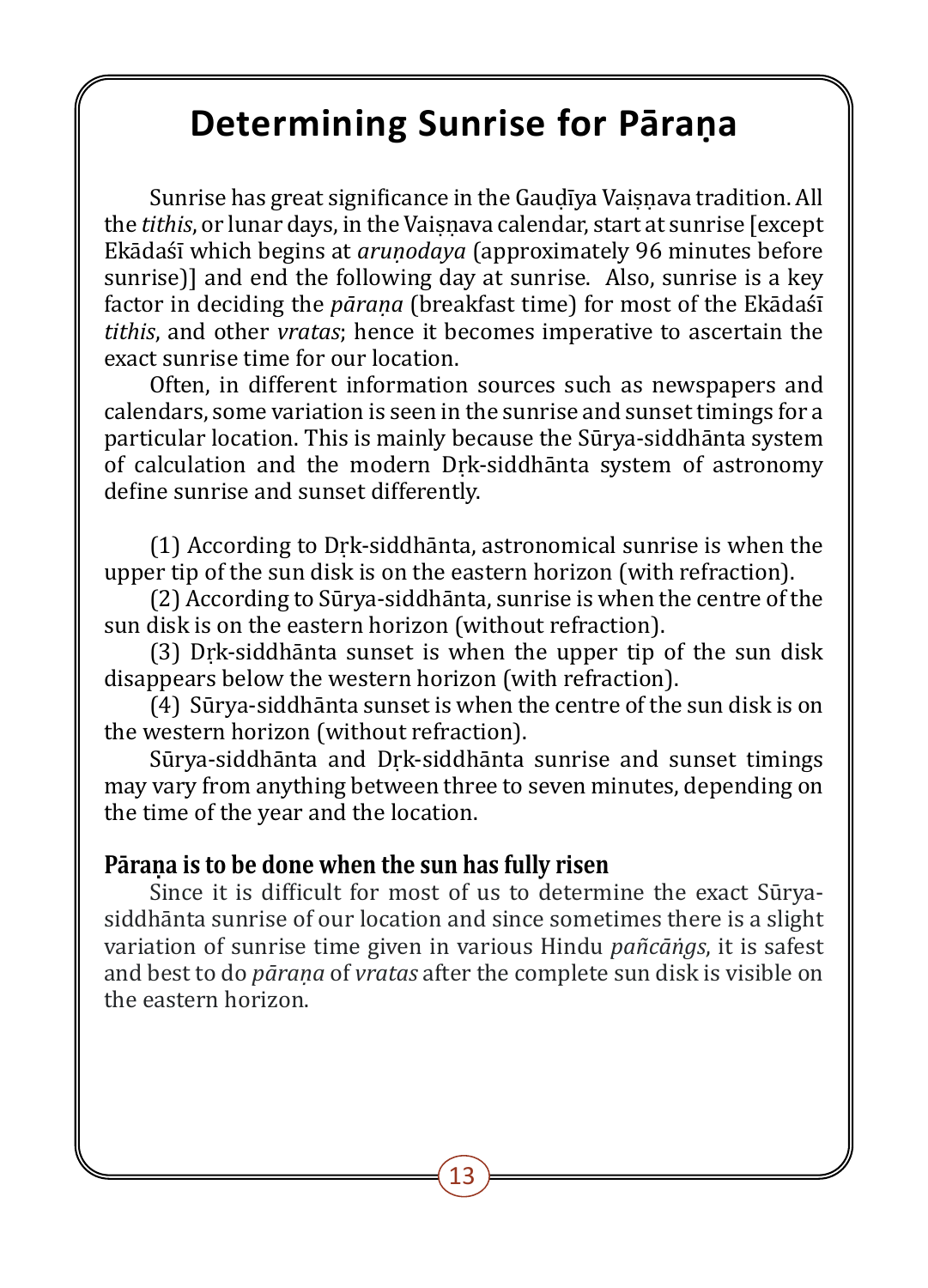# Determining Sunrise for Pāraṇa

Sunrise has great significance in the Gauḍīya Vaiṣṇava tradition. All the *tithis*, or lunar days, in the Vaiṣṇava calendar, start at sunrise [except Ekādaśī which begins at *aruṇodaya* (approximately 96 minutes before sunrise)] and end the following day at sunrise. Also, sunrise is a key factor in deciding the *pāraṇa* (breakfast time) for most of the Ekādaśī *tithis*, and other *vratas*; hence it becomes imperative to ascertain the exact sunrise time for our location.

Often, in different information sources such as newspapers and calendars, some variation is seen in the sunrise and sunset timings for a particular location. This is mainly because the Sūrya-siddhānta system of calculation and the modern Dṛk-siddhānta system of astronomy define sunrise and sunset differently.

(1) According to Dṛk-siddhānta, astronomical sunrise is when the upper tip of the sun disk is on the eastern horizon (with refraction).

(2) According to Sūrya-siddhānta, sunrise is when the centre of the sun disk is on the eastern horizon (without refraction).

(3) Dṛk-siddhānta sunset is when the upper tip of the sun disk disappears below the western horizon (with refraction).

(4) Sūrya-siddhānta sunset is when the centre of the sun disk is on the western horizon (without refraction).

Sūrya-siddhānta and Dṛk-siddhānta sunrise and sunset timings may vary from anything between three to seven minutes, depending on the time of the year and the location.

### Pāraṇa is to be done when the sun has fully risen

Since it is difficult for most of us to determine the exact Sūrya-siddhānta sunrise of our location and since sometimes there is a slight variation of sunrise time given in various Hindu *pañcāṅgs*, it is safest and best to do *pāraṇa* of *vratas* after the complete sun disk is visible on the eastern horizon.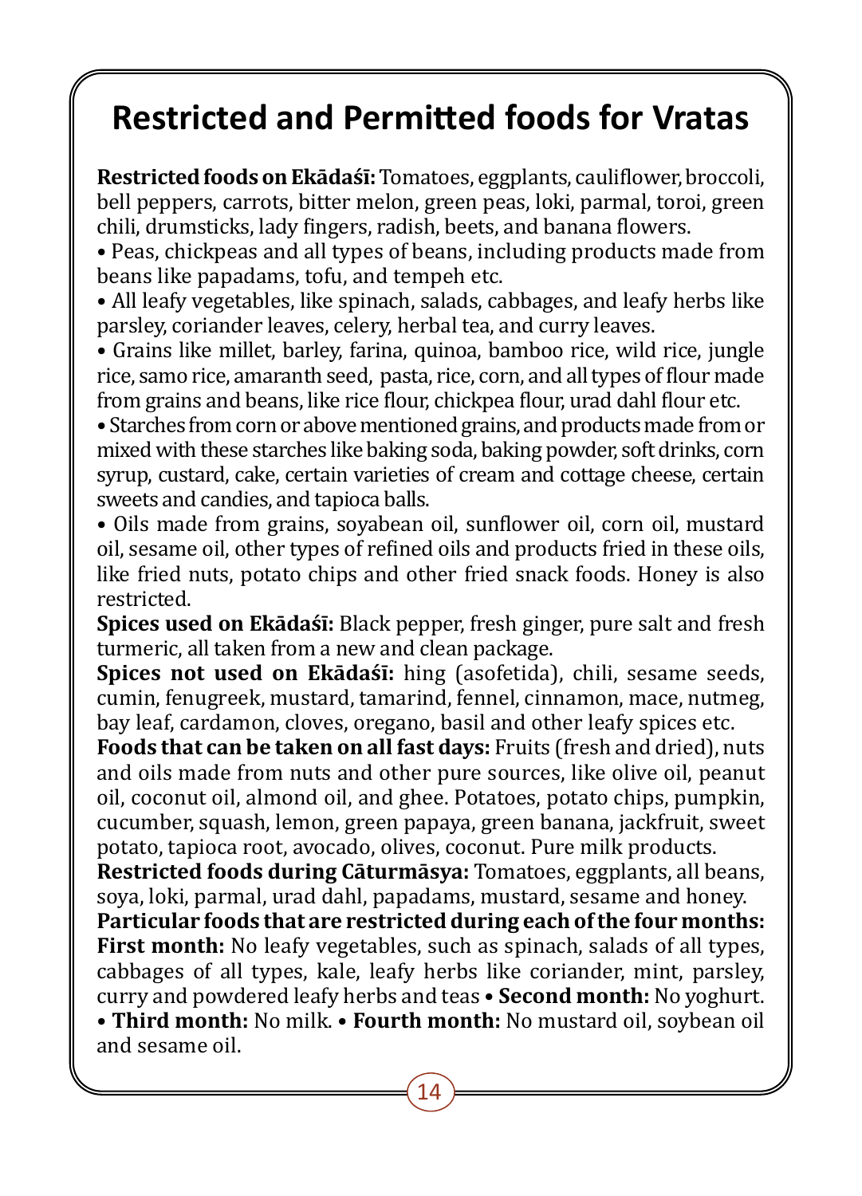# Restricted and Permitted foods for Vratas

**Restricted foods on Ekādaśī:** Tomatoes, eggplants, cauliflower, broccoli, bell peppers, carrots, bitter melon, green peas, loki, parmal, toroi, green chili, drumsticks, lady fingers, radish, beets, and banana flowers.

- Peas, chickpeas and all types of beans, including products made from beans like papadams, tofu, and tempeh etc.
- All leafy vegetables, like spinach, salads, cabbages, and leafy herbs like parsley, coriander leaves, celery, herbal tea, and curry leaves.
- Grains like millet, barley, farina, quinoa, bamboo rice, wild rice, jungle rice, samo rice, amaranth seed, pasta, rice, corn, and all types of flour made from grains and beans, like rice flour, chickpea flour, urad dahl flour etc.
- Starches from corn or above mentioned grains, and products made from or mixed with these starches like baking soda, baking powder, soft drinks, corn syrup, custard, cake, certain varieties of cream and cottage cheese, certain sweets and candies, and tapioca balls.
- Oils made from grains, soyabean oil, sunflower oil, corn oil, mustard oil, sesame oil, other types of refined oils and products fried in these oils, like fried nuts, potato chips and other fried snack foods. Honey is also restricted.

**Spices used on Ekādaśī:** Black pepper, fresh ginger, pure salt and fresh turmeric, all taken from a new and clean package.

**Spices not used on Ekādaśī:** hing (asofetida), chili, sesame seeds, cumin, fenugreek, mustard, tamarind, fennel, cinnamon, mace, nutmeg, bay leaf, cardamon, cloves, oregano, basil and other leafy spices etc.

**Foods that can be taken on all fast days:** Fruits (fresh and dried), nuts and oils made from nuts and other pure sources, like olive oil, peanut oil, coconut oil, almond oil, and ghee. Potatoes, potato chips, pumpkin, cucumber, squash, lemon, green papaya, green banana, jackfruit, sweet potato, tapioca root, avocado, olives, coconut. Pure milk products.

**Restricted foods during Cāturmāsya:** Tomatoes, eggplants, all beans, soya, loki, parmal, urad dahl, papadams, mustard, sesame and honey.

**Particular foods that are restricted during each of the four months:**
**First month:** No leafy vegetables, such as spinach, salads of all types, cabbages of all types, kale, leafy herbs like coriander, mint, parsley, curry and powdered leafy herbs and teas • **Second month:** No yoghurt. • **Third month:** No milk. • **Fourth month:** No mustard oil, soybean oil and sesame oil.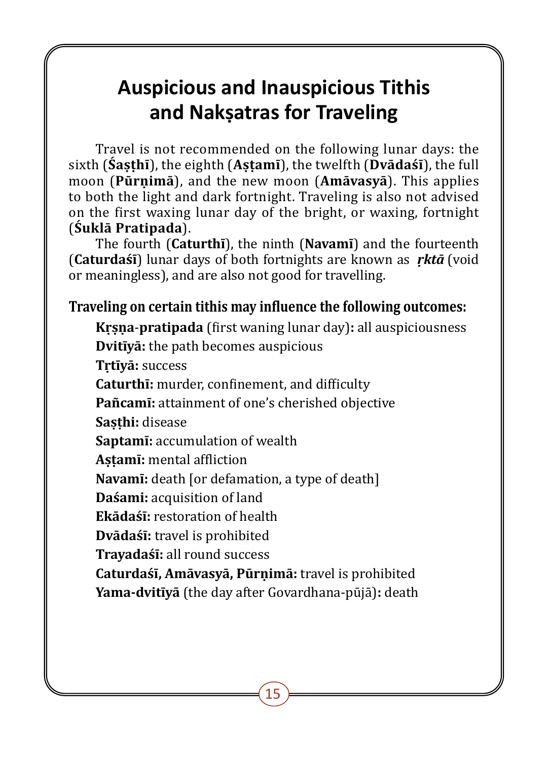# Auspicious and Inauspicious Tithis and Nakṣatras for Traveling

Travel is not recommended on the following lunar days: the sixth (**Śaṣṭhī**), the eighth (**Aṣṭamī**), the twelfth (**Dvādaśī**), the full moon (**Pūrṇimā**), and the new moon (**Amāvasyā**). This applies to both the light and dark fortnight. Traveling is also not advised on the first waxing lunar day of the bright, or waxing, fortnight (**Śuklā Pratipada**).

The fourth (**Caturthī**), the ninth (**Navamī**) and the fourteenth (**Caturdaśī**) lunar days of both fortnights are known as ***ṛktā*** (void or meaningless), and are also not good for travelling.

**Traveling on certain tithis may influence the following outcomes:**

**Kṛṣṇa-pratipada** (first waning lunar day)**:** all auspiciousness

**Dvitīyā:** the path becomes auspicious

**Tṛtīyā:** success

**Caturthī:** murder, confinement, and difficulty

**Pañcamī:** attainment of one's cherished objective

**Saṣṭhi:** disease

**Saptamī:** accumulation of wealth

**Aṣṭamī:** mental affliction

**Navamī:** death [or defamation, a type of death]

**Daśami:** acquisition of land

**Ekādaśī:** restoration of health

**Dvādaśī:** travel is prohibited

**Trayadaśī:** all round success

**Caturdaśī, Amāvasyā, Pūrṇimā:** travel is prohibited

**Yama-dvitīyā** (the day after Govardhana-pūjā)**:** death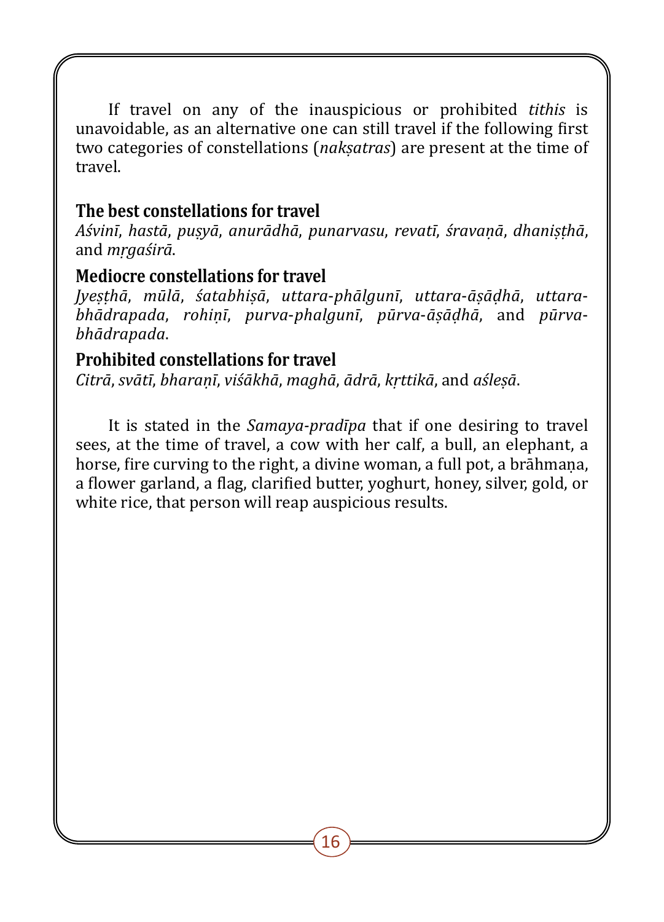If travel on any of the inauspicious or prohibited *tithis* is unavoidable, as an alternative one can still travel if the following first two categories of constellations (*nakṣatras*) are present at the time of travel.

### The best constellations for travel

*Aśvinī*, *hastā*, *puṣyā*, *anurādhā*, *punarvasu*, *revatī*, *śravaṇā*, *dhaniṣṭhā*, and *mṛgaśirā*.

### Mediocre constellations for travel

*Jyeṣṭhā*, *mūlā*, *śatabhiṣā*, *uttara-phālgunī*, *uttara-āṣāḍhā*, *uttara-bhādrapada*, *rohiṇī*, *purva-phalgunī*, *pūrva-āṣāḍhā*, and *pūrva-bhādrapada*.

### Prohibited constellations for travel

*Citrā*, *svātī*, *bharaṇī*, *viśākhā*, *maghā*, *ādrā*, *kṛttikā*, and *aśleṣā*.

It is stated in the *Samaya-pradīpa* that if one desiring to travel sees, at the time of travel, a cow with her calf, a bull, an elephant, a horse, fire curving to the right, a divine woman, a full pot, a brāhmaṇa, a flower garland, a flag, clarified butter, yoghurt, honey, silver, gold, or white rice, that person will reap auspicious results.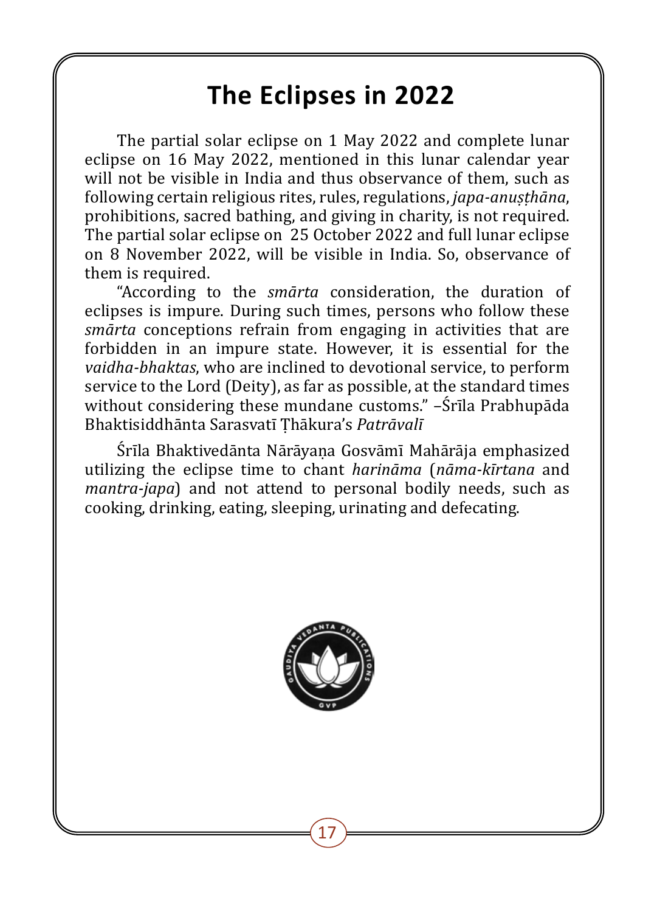# The Eclipses in 2022

The partial solar eclipse on 1 May 2022 and complete lunar eclipse on 16 May 2022, mentioned in this lunar calendar year will not be visible in India and thus observance of them, such as following certain religious rites, rules, regulations, *japa-anuṣṭhāna*, prohibitions, sacred bathing, and giving in charity, is not required. The partial solar eclipse on 25 October 2022 and full lunar eclipse on 8 November 2022, will be visible in India. So, observance of them is required.

"According to the *smārta* consideration, the duration of eclipses is impure. During such times, persons who follow these *smārta* conceptions refrain from engaging in activities that are forbidden in an impure state. However, it is essential for the *vaidha-bhaktas*, who are inclined to devotional service, to perform service to the Lord (Deity), as far as possible, at the standard times without considering these mundane customs." –Śrīla Prabhupāda Bhaktisiddhānta Sarasvatī Ṭhākura's *Patrāvalī*

Śrīla Bhaktivedānta Nārāyaṇa Gosvāmī Mahārāja emphasized utilizing the eclipse time to chant *harināma* (*nāma-kīrtana* and *mantra-japa*) and not attend to personal bodily needs, such as cooking, drinking, eating, sleeping, urinating and defecating.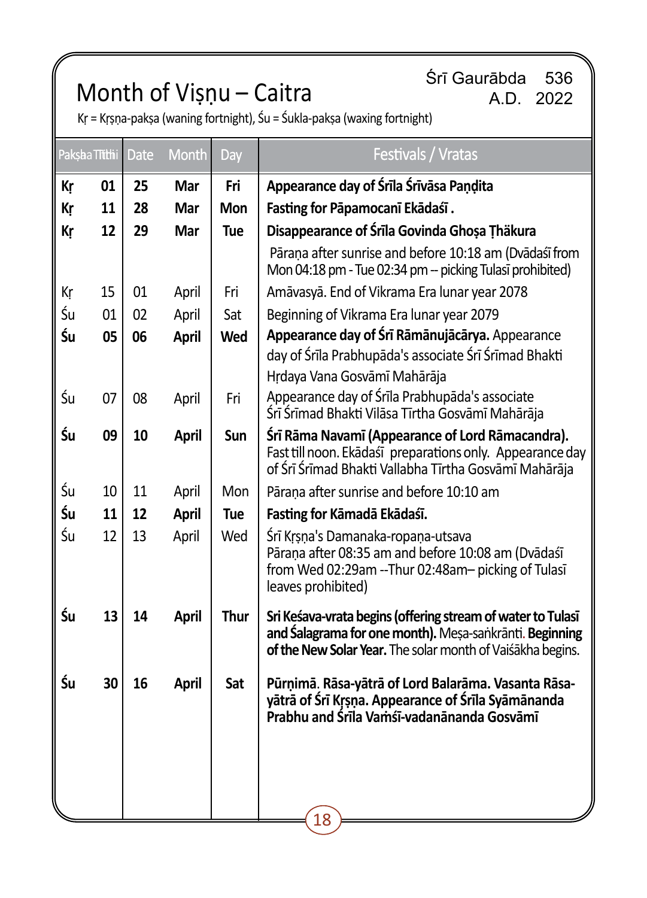# Month of Viṣṇu – Caitra

Śrī Gaurābda 536
A.D. 2022

Kṛ = Kṛṣṇa-pakṣa (waning fortnight), Śu = Śukla-pakṣa (waxing fortnight)

| Pakṣa | Tithi | Date | Month | Day | Festivals / Vratas |
|---|---|---|---|---|---|
| **Kṛ** | **01** | **25** | **Mar** | **Fri** | **Appearance day of Śrīla Śrīvāsa Paṇḍita** |
| **Kṛ** | **11** | **28** | **Mar** | **Mon** | **Fasting for Pāpamocanī Ekādaśī .** |
| **Kṛ** | **12** | **29** | **Mar** | **Tue** | **Disappearance of Śrīla Govinda Ghoṣa Ṭhākura** Pāraṇa after sunrise and before 10:18 am (Dvādaśī from Mon 04:18 pm - Tue 02:34 pm -- picking Tulasī prohibited) |
| Kṛ | 15 | 01 | April | Fri | Amāvasyā. End of Vikrama Era lunar year 2078 |
| Śu | 01 | 02 | April | Sat | Beginning of Vikrama Era lunar year 2079 |
| **Śu** | **05** | **06** | **April** | **Wed** | **Appearance day of Śrī Rāmānujācārya.** Appearance day of Śrīla Prabhupāda's associate Śrī Śrīmad Bhakti Hṛdaya Vana Gosvāmī Mahārāja |
| Śu | 07 | 08 | April | Fri | Appearance day of Śrīla Prabhupāda's associate Śrī Śrīmad Bhakti Vilāsa Tīrtha Gosvāmī Mahārāja |
| **Śu** | **09** | **10** | **April** | **Sun** | **Śrī Rāma Navamī (Appearance of Lord Rāmacandra).** Fast till noon. Ekādaśī preparations only. Appearance day of Śrī Śrīmad Bhakti Vallabha Tīrtha Gosvāmī Mahārāja |
| Śu | 10 | 11 | April | Mon | Pāraṇa after sunrise and before 10:10 am |
| **Śu** | **11** | **12** | **April** | **Tue** | **Fasting for Kāmadā Ekādaśī.** |
| Śu | 12 | 13 | April | Wed | Śrī Kṛṣṇa's Damanaka-ropaṇa-utsava Pāraṇa after 08:35 am and before 10:08 am (Dvādaśī from Wed 02:29am --Thur 02:48am– picking of Tulasī leaves prohibited) |
| **Śu** | **13** | **14** | **April** | **Thur** | **Sri Keśava-vrata begins (offering stream of water to Tulasī and Śalagrama for one month).** Meṣa-saṅkrānti. **Beginning of the New Solar Year.** The solar month of Vaiśākha begins. |
| **Śu** | **30** | **16** | **April** | **Sat** | **Pūrṇimā. Rāsa-yātrā of Lord Balarāma. Vasanta Rāsa-yātrā of Śrī Kṛṣṇa. Appearance of Śrīla Syāmānanda Prabhu and Śrīla Vaṁśī-vadanānanda Gosvāmī** |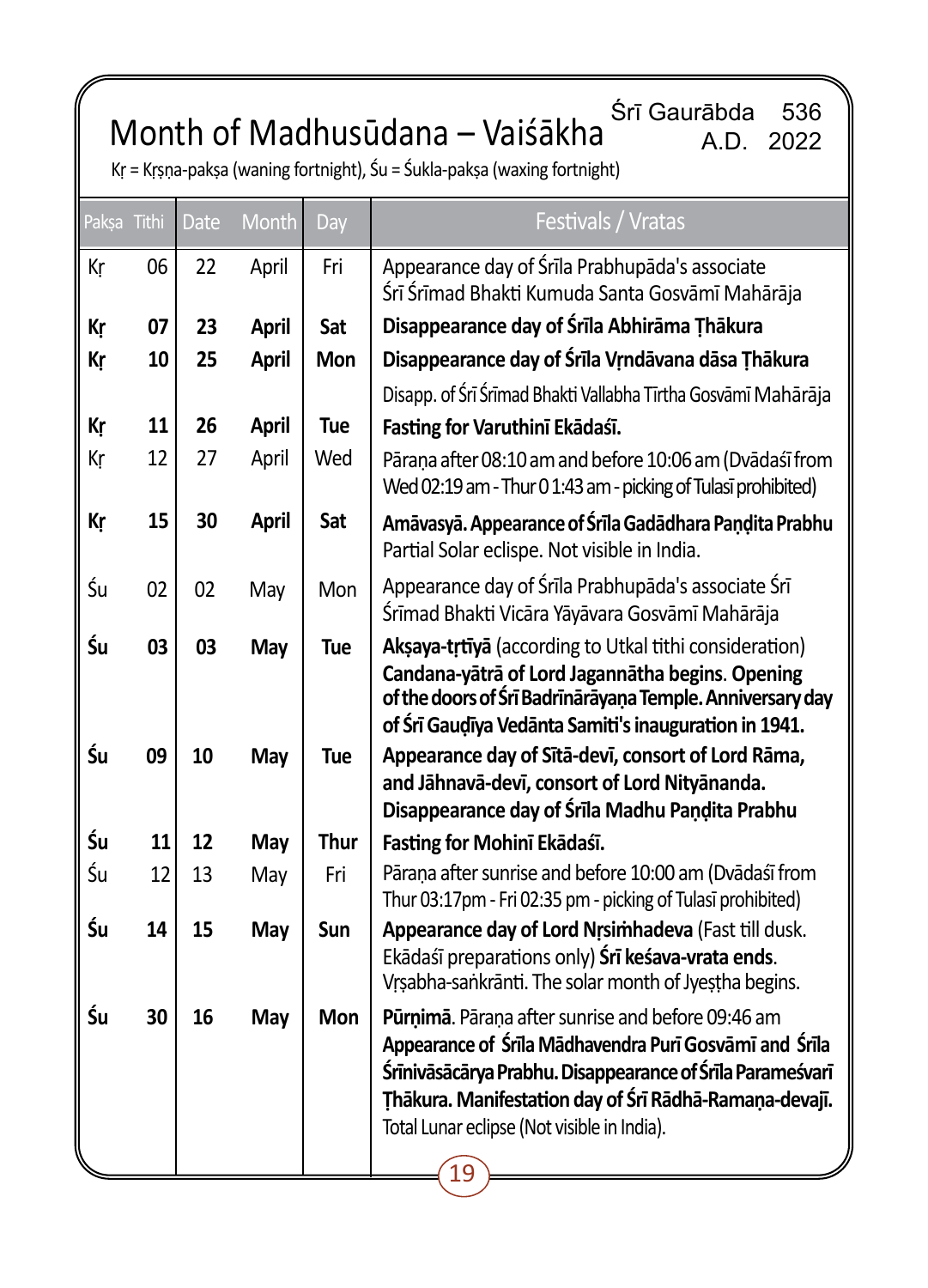# Month of Madhusūdana – Vaiśākha

Śrī Gaurābda 536
A.D. 2022

Kṛ = Kṛṣṇa-pakṣa (waning fortnight), Śu = Śukla-pakṣa (waxing fortnight)

| Pakṣa | Tithi | Date | Month | Day | Festivals / Vratas |
|---|---|---|---|---|---|
| Kṛ | 06 | 22 | April | Fri | Appearance day of Śrīla Prabhupāda's associate Śrī Śrīmad Bhakti Kumuda Santa Gosvāmī Mahārāja |
| **Kṛ** | **07** | **23** | **April** | **Sat** | **Disappearance day of Śrīla Abhirāma Ṭhākura** |
| **Kṛ** | **10** | **25** | **April** | **Mon** | **Disappearance day of Śrīla Vṛndāvana dāsa Ṭhākura** Disapp. of Śrī Śrīmad Bhakti Vallabha Tīrtha Gosvāmī Mahārāja |
| **Kṛ** | **11** | **26** | **April** | **Tue** | **Fasting for Varuthinī Ekādaśī.** |
| Kṛ | 12 | 27 | April | Wed | Pāraṇa after 08:10 am and before 10:06 am (Dvādaśī from Wed 02:19 am - Thur 01:43 am - picking of Tulasī prohibited) |
| **Kṛ** | **15** | **30** | **April** | **Sat** | **Amāvasyā. Appearance of Śrīla Gadādhara Paṇḍita Prabhu** Partial Solar eclipse. Not visible in India. |
| Śu | 02 | 02 | May | Mon | Appearance day of Śrīla Prabhupāda's associate Śrī Śrīmad Bhakti Vicāra Yāyāvara Gosvāmī Mahārāja |
| **Śu** | **03** | **03** | **May** | **Tue** | **Akṣaya-tṛtīyā** (according to Utkal tithi consideration) **Candana-yātrā of Lord Jagannātha begins**. **Opening of the doors of Śrī Badrīnārāyaṇa Temple. Anniversary day of Śrī Gauḍīya Vedānta Samiti's inauguration in 1941.** |
| **Śu** | **09** | **10** | **May** | **Tue** | **Appearance day of Sītā-devī, consort of Lord Rāma, and Jāhnavā-devī, consort of Lord Nityānanda. Disappearance day of Śrīla Madhu Paṇḍita Prabhu** |
| **Śu** | **11** | **12** | **May** | **Thur** | **Fasting for Mohinī Ekādaśī.** |
| Śu | 12 | 13 | May | Fri | Pāraṇa after sunrise and before 10:00 am (Dvādaśī from Thur 03:17pm - Fri 02:35 pm - picking of Tulasī prohibited) |
| **Śu** | **14** | **15** | **May** | **Sun** | **Appearance day of Lord Nṛsiṁhadeva** (Fast till dusk. Ekādaśī preparations only) **Śrī keśava-vrata ends**. Vṛṣabha-saṅkrānti. The solar month of Jyeṣṭha begins. |
| **Śu** | **30** | **16** | **May** | **Mon** | **Pūrṇimā**. Pāraṇa after sunrise and before 09:46 am **Appearance of Śrīla Mādhavendra Purī Gosvāmī and Śrīla Śrīnivāsācārya Prabhu. Disappearance of Śrīla Parameśvarī Ṭhākura. Manifestation day of Śrī Rādhā-Ramaṇa-devajī.** Total Lunar eclipse (Not visible in India). |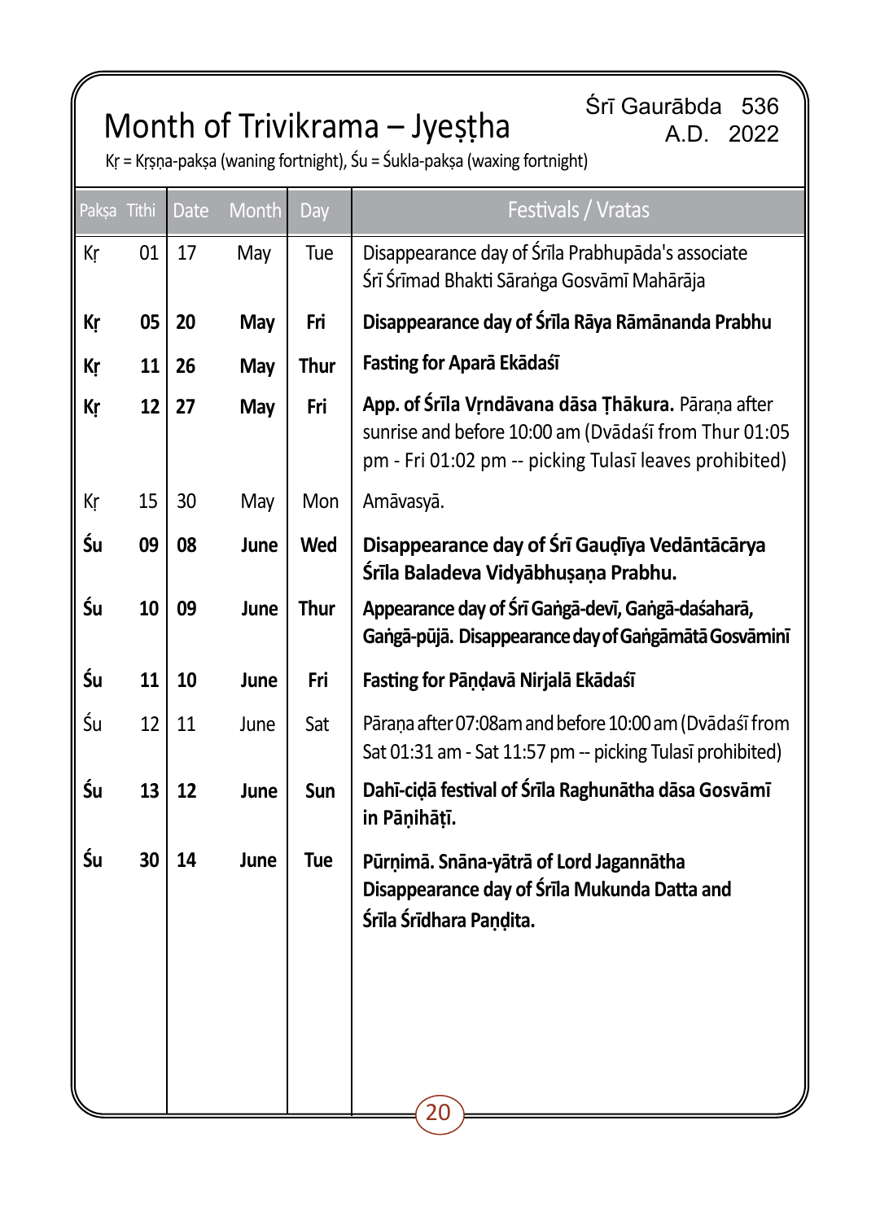# Month of Trivikrama – Jyeṣṭha

Śrī Gaurābda 536
A.D. 2022

Kṛ = Kṛṣṇa-pakṣa (waning fortnight), Śu = Śukla-pakṣa (waxing fortnight)

| Pakṣa | Tithi | Date | Month | Day | Festivals / Vratas |
|---|---|---|---|---|---|
| Kṛ | 01 | 17 | May | Tue | Disappearance day of Śrīla Prabhupāda's associate Śrī Śrīmad Bhakti Sāraṅga Gosvāmī Mahārāja |
| **Kṛ** | **05** | **20** | **May** | **Fri** | **Disappearance day of Śrīla Rāya Rāmānanda Prabhu** |
| **Kṛ** | **11** | **26** | **May** | **Thur** | **Fasting for Aparā Ekādaśī** |
| **Kṛ** | **12** | **27** | **May** | **Fri** | **App. of Śrīla Vṛndāvana dāsa Ṭhākura.** Pāraṇa after sunrise and before 10:00 am (Dvādaśī from Thur 01:05 pm - Fri 01:02 pm -- picking Tulasī leaves prohibited) |
| Kṛ | 15 | 30 | May | Mon | Amāvasyā. |
| **Śu** | **09** | **08** | **June** | **Wed** | **Disappearance day of Śrī Gauḍīya Vedāntācārya Śrīla Baladeva Vidyābhuṣaṇa Prabhu.** |
| **Śu** | **10** | **09** | **June** | **Thur** | **Appearance day of Śrī Gaṅgā-devī, Gaṅgā-daśaharā, Gaṅgā-pūjā. Disappearance day of Gaṅgāmātā Gosvāminī** |
| **Śu** | **11** | **10** | **June** | **Fri** | **Fasting for Pāṇḍavā Nirjalā Ekādaśī** |
| Śu | 12 | 11 | June | Sat | Pāraṇa after 07:08am and before 10:00 am (Dvādaśī from Sat 01:31 am - Sat 11:57 pm -- picking Tulasī prohibited) |
| **Śu** | **13** | **12** | **June** | **Sun** | **Dahī-ciḍā festival of Śrīla Raghunātha dāsa Gosvāmī in Pāṇihāṭī.** |
| **Śu** | **30** | **14** | **June** | **Tue** | **Pūrṇimā. Snāna-yātrā of Lord Jagannātha Disappearance day of Śrīla Mukunda Datta and Śrīla Śrīdhara Paṇḍita.** |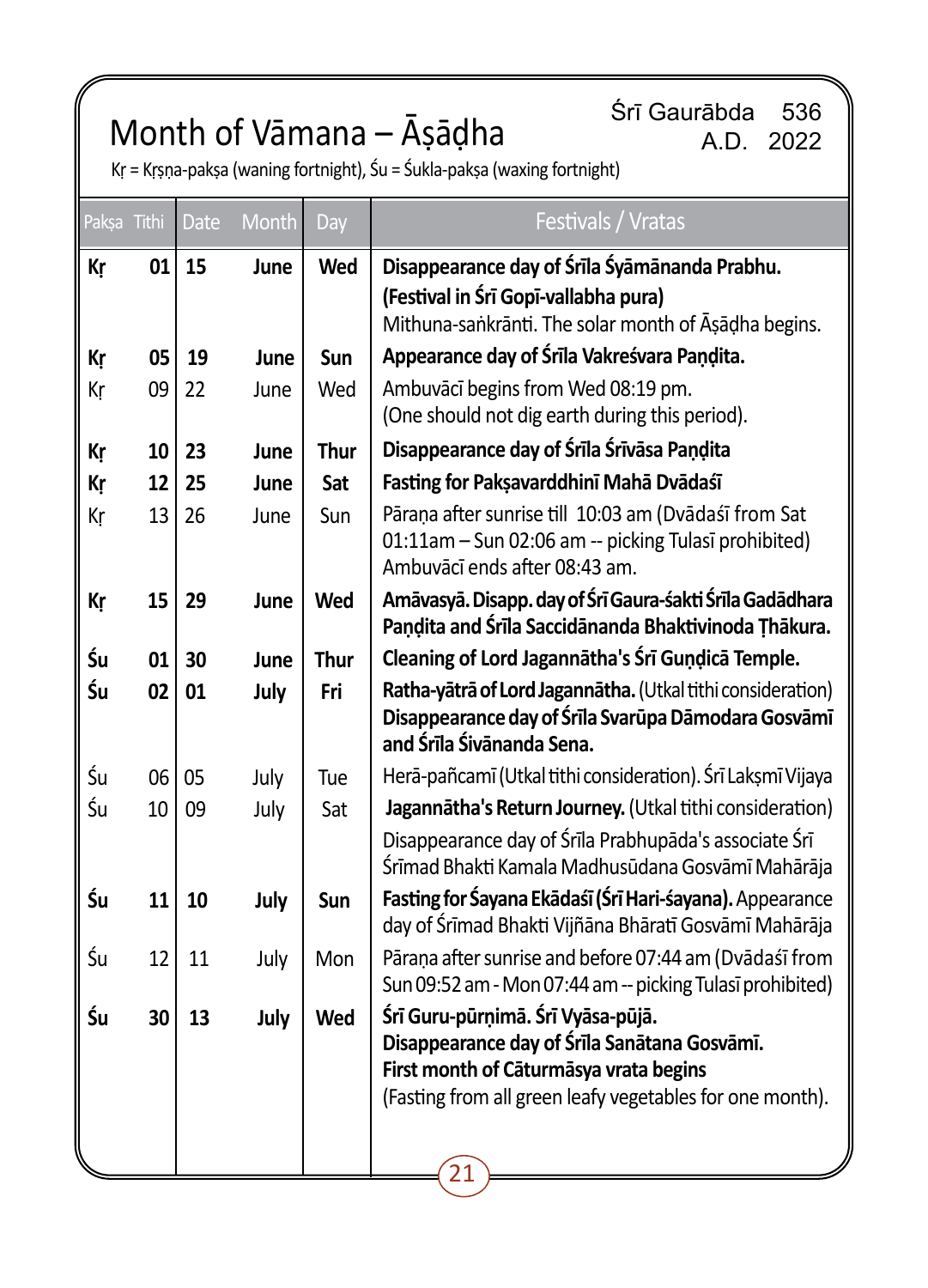# Month of Vāmana – Āṣāḍha

Śrī Gaurābda 536
A.D. 2022

Kṛ = Kṛṣṇa-pakṣa (waning fortnight), Śu = Śukla-pakṣa (waxing fortnight)

| Pakṣa | Tithi | Date | Month | Day | Festivals / Vratas |
|---|---|---|---|---|---|
| **Kṛ** | **01** | **15** | **June** | **Wed** | **Disappearance day of Śrīla Śyāmānanda Prabhu. (Festival in Śrī Gopī-vallabha pura)** Mithuna-saṅkrānti. The solar month of Āṣāḍha begins. |
| **Kṛ** | **05** | **19** | **June** | **Sun** | **Appearance day of Śrīla Vakreśvara Paṇḍita.** |
| Kṛ | 09 | 22 | June | Wed | Ambuvācī begins from Wed 08:19 pm. (One should not dig earth during this period). |
| **Kṛ** | **10** | **23** | **June** | **Thur** | **Disappearance day of Śrīla Śrīvāsa Paṇḍita** |
| **Kṛ** | **12** | **25** | **June** | **Sat** | **Fasting for Pakṣavarddhinī Mahā Dvādaśī** |
| Kṛ | 13 | 26 | June | Sun | Pāraṇa after sunrise till 10:03 am (Dvādaśī from Sat 01:11am – Sun 02:06 am -- picking Tulasī prohibited) Ambuvācī ends after 08:43 am. |
| **Kṛ** | **15** | **29** | **June** | **Wed** | **Amāvasyā. Disapp. day of Śrī Gaura-śakti Śrīla Gadādhara Paṇḍita and Śrīla Saccidānanda Bhaktivinoda Ṭhākura.** |
| **Śu** | **01** | **30** | **June** | **Thur** | **Cleaning of Lord Jagannātha's Śrī Guṇḍicā Temple.** |
| **Śu** | **02** | **01** | **July** | **Fri** | **Ratha-yātrā of Lord Jagannātha.** (Utkal tithi consideration) **Disappearance day of Śrīla Svarūpa Dāmodara Gosvāmī and Śrīla Śivānanda Sena.** |
| Śu | 06 | 05 | July | Tue | Herā-pañcamī (Utkal tithi consideration). Śrī Lakṣmī Vijaya |
| Śu | 10 | 09 | July | Sat | **Jagannātha's Return Journey.** (Utkal tithi consideration) Disappearance day of Śrīla Prabhupāda's associate Śrī Śrīmad Bhakti Kamala Madhusūdana Gosvāmī Mahārāja |
| **Śu** | **11** | **10** | **July** | **Sun** | **Fasting for Śayana Ekādaśī (Śrī Hari-śayana).** Appearance day of Śrīmad Bhakti Vijñāna Bhāratī Gosvāmī Mahārāja |
| Śu | 12 | 11 | July | Mon | Pāraṇa after sunrise and before 07:44 am (Dvādaśī from Sun 09:52 am - Mon 07:44 am -- picking Tulasī prohibited) |
| **Śu** | **30** | **13** | **July** | **Wed** | **Śrī Guru-pūrṇimā. Śrī Vyāsa-pūjā. Disappearance day of Śrīla Sanātana Gosvāmī. First month of Cāturmāsya vrata begins** (Fasting from all green leafy vegetables for one month). |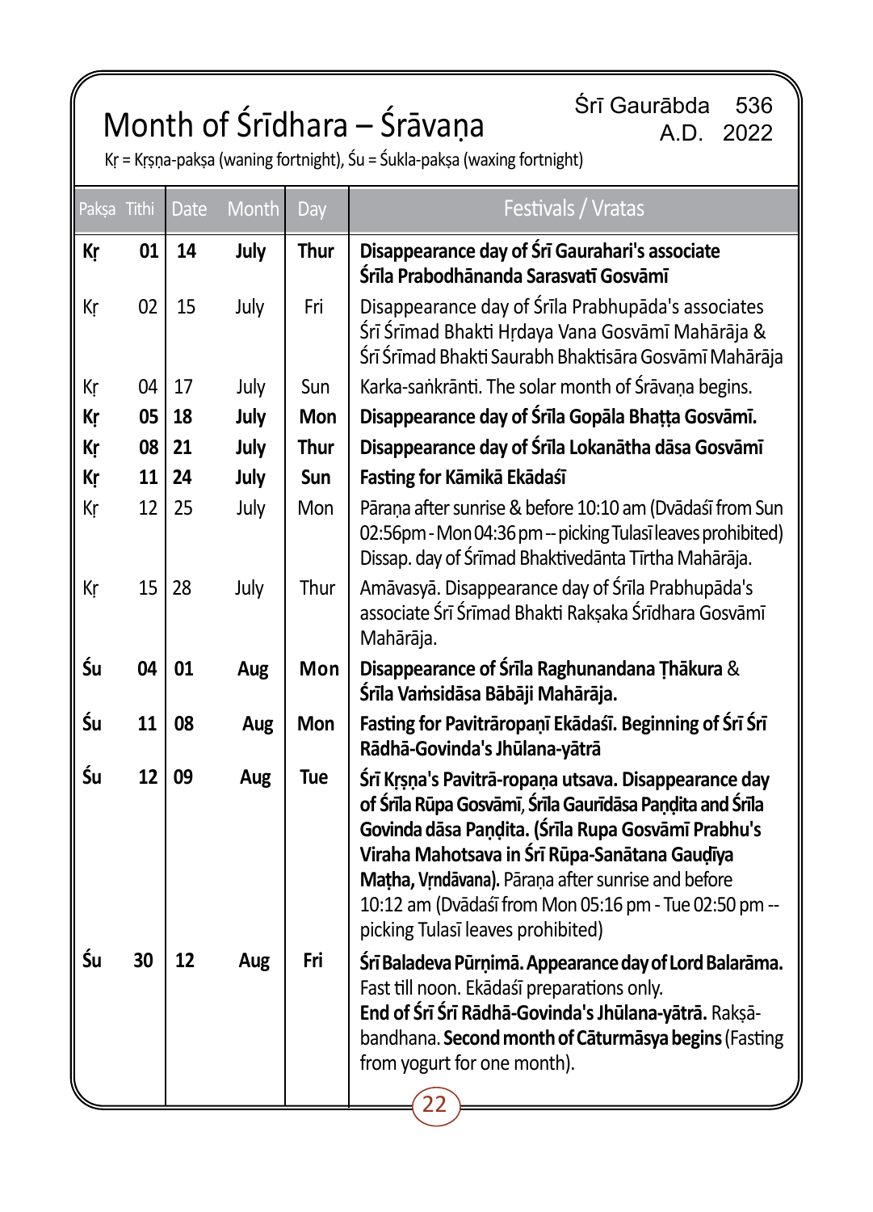# Month of Śrīdhara – Śrāvaṇa

Śrī Gaurābda 536
A.D. 2022

Kṛ = Kṛṣṇa-pakṣa (waning fortnight), Śu = Śukla-pakṣa (waxing fortnight)

| Pakṣa | Tithi | Date | Month | Day | Festivals / Vratas |
|---|---|---|---|---|---|
| **Kṛ** | **01** | **14** | **July** | **Thur** | **Disappearance day of Śrī Gaurahari's associate Śrīla Prabodhānanda Sarasvatī Gosvāmī** |
| Kṛ | 02 | 15 | July | Fri | Disappearance day of Śrīla Prabhupāda's associates Śrī Śrīmad Bhakti Hṛdaya Vana Gosvāmī Mahārāja & Śrī Śrīmad Bhakti Saurabh Bhaktisāra Gosvāmī Mahārāja |
| Kṛ | 04 | 17 | July | Sun | Karka-saṅkrānti. The solar month of Śrāvaṇa begins. |
| **Kṛ** | **05** | **18** | **July** | **Mon** | **Disappearance day of Śrīla Gopāla Bhaṭṭa Gosvāmī.** |
| **Kṛ** | **08** | **21** | **July** | **Thur** | **Disappearance day of Śrīla Lokanātha dāsa Gosvāmī** |
| **Kṛ** | **11** | **24** | **July** | **Sun** | **Fasting for Kāmikā Ekādaśī** |
| Kṛ | 12 | 25 | July | Mon | Pāraṇa after sunrise & before 10:10 am (Dvādaśī from Sun 02:56pm - Mon 04:36 pm -- picking Tulasī leaves prohibited) Dissap. day of Śrīmad Bhaktivedānta Tīrtha Mahārāja. |
| Kṛ | 15 | 28 | July | Thur | Amāvasyā. Disappearance day of Śrīla Prabhupāda's associate Śrī Śrīmad Bhakti Rakṣaka Śrīdhara Gosvāmī Mahārāja. |
| **Śu** | **04** | **01** | **Aug** | **Mon** | **Disappearance of Śrīla Raghunandana Ṭhākura** & **Śrīla Vaṁsidāsa Bābāji Mahārāja.** |
| **Śu** | **11** | **08** | **Aug** | **Mon** | **Fasting for Pavitrāropaṇī Ekādaśī. Beginning of Śrī Śrī Rādhā-Govinda's Jhūlana-yātrā** |
| **Śu** | **12** | **09** | **Aug** | **Tue** | **Śrī Kṛṣṇa's Pavitrā-ropaṇa utsava. Disappearance day of Śrīla Rūpa Gosvāmī, Śrīla Gaurīdāsa Paṇḍita and Śrīla Govinda dāsa Paṇḍita. (Śrīla Rupa Gosvāmī Prabhu's Viraha Mahotsava in Śrī Rūpa-Sanātana Gauḍīya Maṭha, Vṛndāvana).** Pāraṇa after sunrise and before 10:12 am (Dvādaśī from Mon 05:16 pm - Tue 02:50 pm -- picking Tulasī leaves prohibited) |
| **Śu** | **30** | **12** | **Aug** | **Fri** | **Śrī Baladeva Pūrṇimā. Appearance day of Lord Balarāma.** Fast till noon. Ekādaśī preparations only. **End of Śrī Śrī Rādhā-Govinda's Jhūlana-yātrā.** Rakṣā-bandhana. **Second month of Cāturmāsya begins** (Fasting from yogurt for one month). |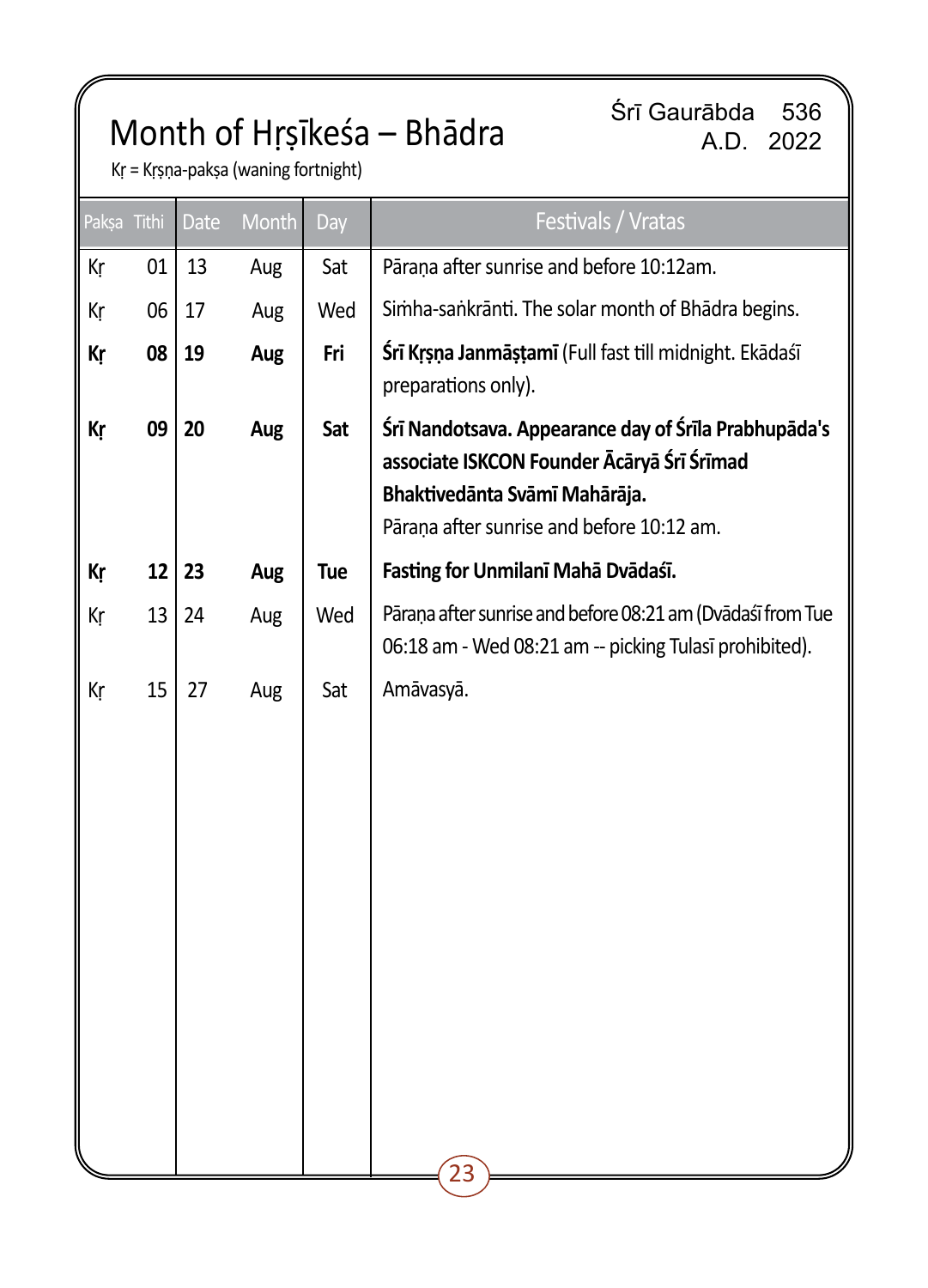# Month of Hṛṣīkeśa – Bhādra

Śrī Gaurābda 536
A.D. 2022

Kṛ = Kṛṣṇa-pakṣa (waning fortnight)

| Pakṣa | Tithi | Date | Month | Day | Festivals / Vratas |
|---|---|---|---|---|---|
| Kṛ | 01 | 13 | Aug | Sat | Pāraṇa after sunrise and before 10:12am. |
| Kṛ | 06 | 17 | Aug | Wed | Siṁha-saṅkrānti. The solar month of Bhādra begins. |
| **Kṛ** | **08** | **19** | **Aug** | **Fri** | **Śrī Kṛṣṇa Janmāṣṭamī** (Full fast till midnight. Ekādaśī preparations only). |
| **Kṛ** | **09** | **20** | **Aug** | **Sat** | **Śrī Nandotsava. Appearance day of Śrīla Prabhupāda's associate ISKCON Founder Ācārya Śrī Śrīmad Bhaktivedānta Svāmī Mahārāja.** Pāraṇa after sunrise and before 10:12 am. |
| **Kṛ** | **12** | **23** | **Aug** | **Tue** | **Fasting for Unmilanī Mahā Dvādaśī.** |
| Kṛ | 13 | 24 | Aug | Wed | Pāraṇa after sunrise and before 08:21 am (Dvādaśī from Tue 06:18 am - Wed 08:21 am -- picking Tulasī prohibited). |
| Kṛ | 15 | 27 | Aug | Sat | Amāvasyā. |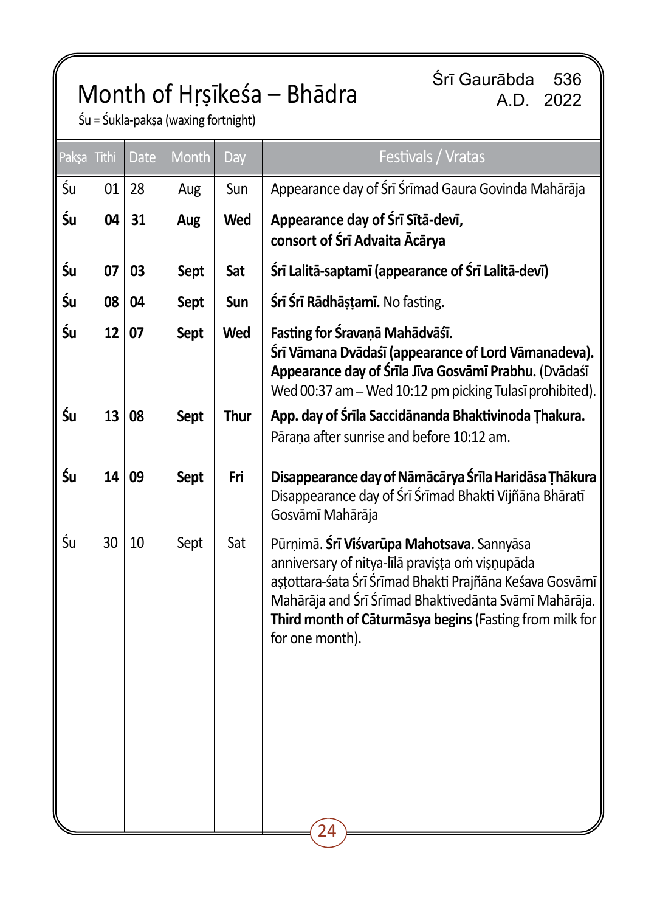# Month of Hṛṣīkeśa – Bhādra

Śrī Gaurābda 536
A.D. 2022

Śu = Śukla-pakṣa (waxing fortnight)

| Pakṣa | Tithi | Date | Month | Day | Festivals / Vratas |
|---|---|---|---|---|---|
| Śu | 01 | 28 | Aug | Sun | Appearance day of Śrī Śrīmad Gaura Govinda Mahārāja |
| **Śu** | **04** | **31** | **Aug** | **Wed** | **Appearance day of Śrī Sītā-devī, consort of Śrī Advaita Ācārya** |
| **Śu** | **07** | **03** | **Sept** | **Sat** | **Śrī Lalitā-saptamī (appearance of Śrī Lalitā-devī)** |
| **Śu** | **08** | **04** | **Sept** | **Sun** | **Śrī Śrī Rādhāṣṭamī.** No fasting. |
| **Śu** | **12** | **07** | **Sept** | **Wed** | **Fasting for Śravaṇā Mahādvāśī. Śrī Vāmana Dvādaśī (appearance of Lord Vāmanadeva). Appearance day of Śrīla Jīva Gosvāmī Prabhu.** (Dvādaśī Wed 00:37 am – Wed 10:12 pm picking Tulasī prohibited). |
| **Śu** | **13** | **08** | **Sept** | **Thur** | **App. day of Śrīla Saccidānanda Bhaktivinoda Ṭhakura.** Pāraṇa after sunrise and before 10:12 am. |
| **Śu** | **14** | **09** | **Sept** | **Fri** | **Disappearance day of Nāmācārya Śrīla Haridāsa Ṭhākura** Disappearance day of Śrī Śrīmad Bhakti Vijñāna Bhāratī Gosvāmī Mahārāja |
| Śu | 30 | 10 | Sept | Sat | Pūrṇimā. **Śrī Viśvarūpa Mahotsava.** Sannyāsa anniversary of nitya-līlā praviṣṭa oṁ viṣṇupāda aṣṭottara-śata Śrī Śrīmad Bhakti Prajñāna Keśava Gosvāmī Mahārāja and Śrī Śrīmad Bhaktivedānta Svāmī Mahārāja. **Third month of Cāturmāsya begins** (Fasting from milk for for one month). |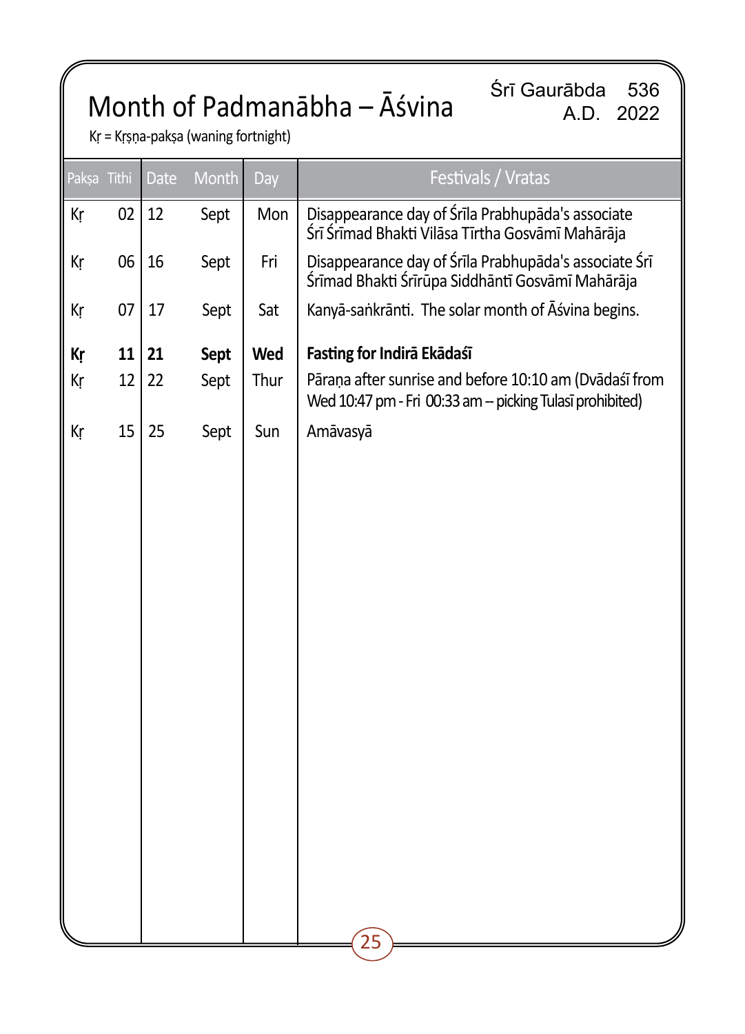# Month of Padmanābha – Āśvina

Śrī Gaurābda 536
A.D. 2022

Kṛ = Kṛṣṇa-pakṣa (waning fortnight)

| Pakṣa | Tithi | Date | Month | Day | Festivals / Vratas |
|---|---|---|---|---|---|
| Kṛ | 02 | 12 | Sept | Mon | Disappearance day of Śrīla Prabhupāda's associate Śrī Śrīmad Bhakti Vilāsa Tīrtha Gosvāmī Mahārāja |
| Kṛ | 06 | 16 | Sept | Fri | Disappearance day of Śrīla Prabhupāda's associate Śrī Śrīmad Bhakti Śrīrūpa Siddhāntī Gosvāmī Mahārāja |
| Kṛ | 07 | 17 | Sept | Sat | Kanyā-saṅkrānti. The solar month of Āśvina begins. |
| **Kṛ** | **11** | **21** | **Sept** | **Wed** | **Fasting for Indirā Ekādaśī** |
| Kṛ | 12 | 22 | Sept | Thur | Pāraṇa after sunrise and before 10:10 am (Dvādaśī from Wed 10:47 pm - Fri 00:33 am – picking Tulasī prohibited) |
| Kṛ | 15 | 25 | Sept | Sun | Amāvasyā |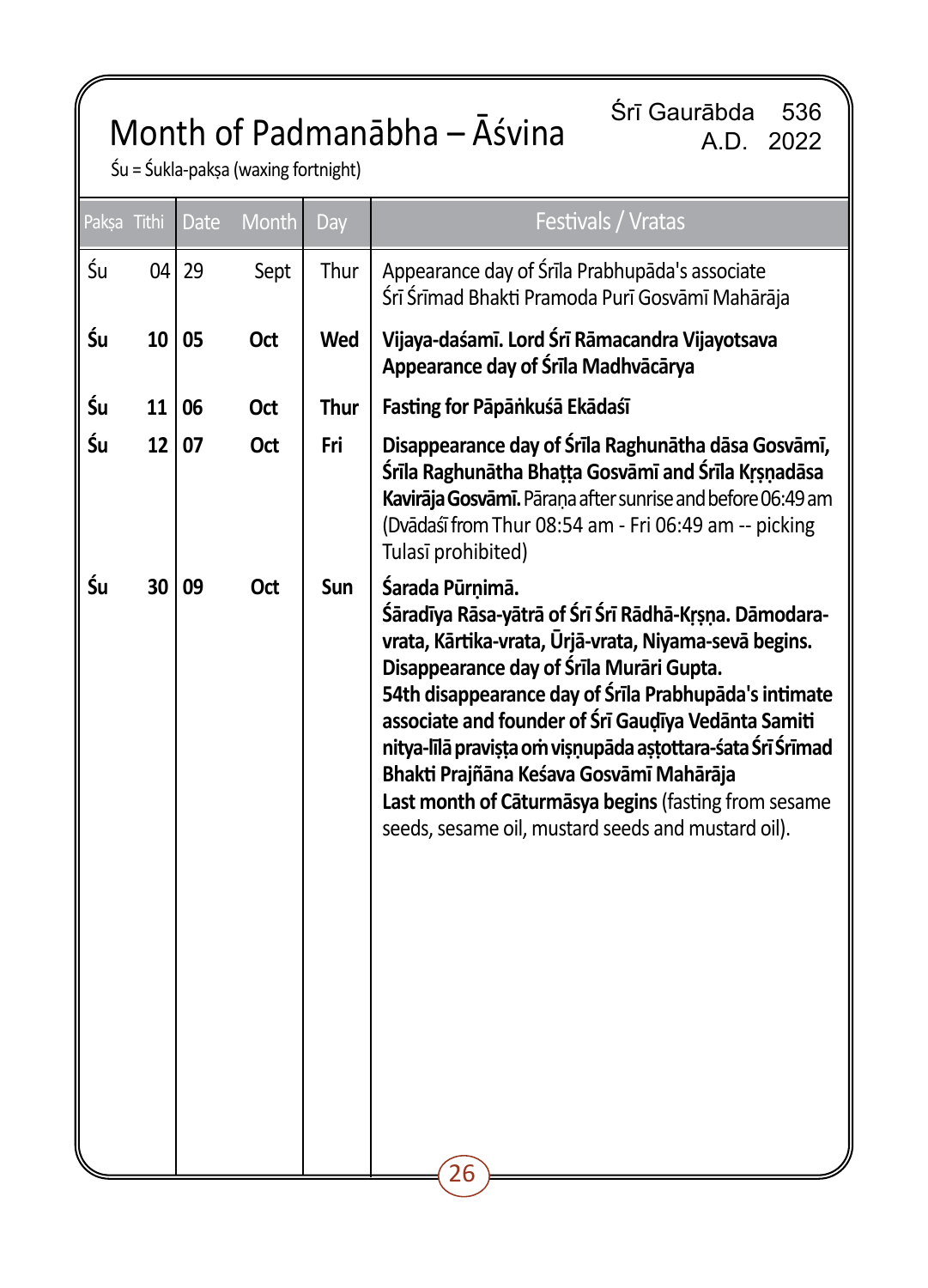# Month of Padmanābha – Āśvina

Śrī Gaurābda 536
A.D. 2022

Śu = Śukla-pakṣa (waxing fortnight)

| Pakṣa | Tithi | Date | Month | Day | Festivals / Vratas |
|---|---|---|---|---|---|
| Śu | 04 | 29 | Sept | Thur | Appearance day of Śrīla Prabhupāda's associate Śrī Śrīmad Bhakti Pramoda Purī Gosvāmī Mahārāja |
| **Śu** | **10** | **05** | **Oct** | **Wed** | **Vijaya-daśamī. Lord Śrī Rāmacandra Vijayotsava Appearance day of Śrīla Madhvācārya** |
| **Śu** | **11** | **06** | **Oct** | **Thur** | **Fasting for Pāpāṅkuśā Ekādaśī** |
| **Śu** | **12** | **07** | **Oct** | **Fri** | **Disappearance day of Śrīla Raghunātha dāsa Gosvāmī, Śrīla Raghunātha Bhaṭṭa Gosvāmī and Śrīla Kṛṣṇadāsa Kavirāja Gosvāmī.** Pāraṇa after sunrise and before 06:49 am (Dvādaśī from Thur 08:54 am - Fri 06:49 am -- picking Tulasī prohibited) |
| **Śu** | **30** | **09** | **Oct** | **Sun** | **Śarada Pūrṇimā. Śāradīya Rāsa-yātrā of Śrī Śrī Rādhā-Kṛṣṇa. Dāmodara-vrata, Kārtika-vrata, Ūrjā-vrata, Niyama-sevā begins. Disappearance day of Śrīla Murāri Gupta. 54th disappearance day of Śrīla Prabhupāda's intimate associate and founder of Śrī Gauḍīya Vedānta Samiti nitya-līlā praviṣṭa oṁ viṣṇupāda aṣṭottara-śata Śrī Śrīmad Bhakti Prajñāna Keśava Gosvāmī Mahārāja Last month of Cāturmāsya begins** (fasting from sesame seeds, sesame oil, mustard seeds and mustard oil). |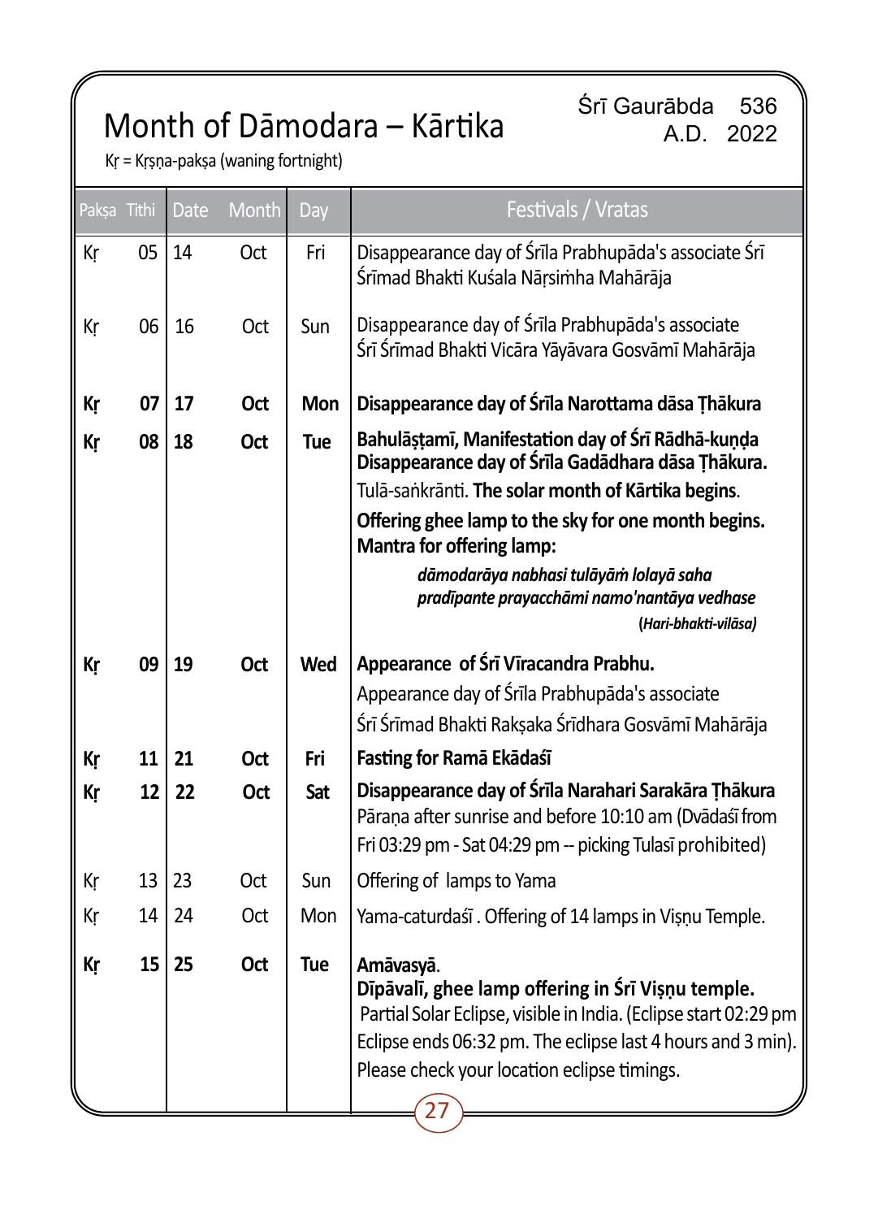# Month of Dāmodara – Kārtika

Śrī Gaurābda 536
A.D. 2022

Kṛ = Kṛṣṇa-pakṣa (waning fortnight)

| Pakṣa | Tithi | Date | Month | Day | Festivals / Vratas |
|---|---|---|---|---|---|
| Kṛ | 05 | 14 | Oct | Fri | Disappearance day of Śrīla Prabhupāda's associate Śrī Śrīmad Bhakti Kuśala Nārsiṁha Mahārāja |
| Kṛ | 06 | 16 | Oct | Sun | Disappearance day of Śrīla Prabhupāda's associate Śrī Śrīmad Bhakti Vicāra Yāyāvara Gosvāmī Mahārāja |
| **Kṛ** | **07** | **17** | **Oct** | **Mon** | **Disappearance day of Śrīla Narottama dāsa Ṭhākura** |
| **Kṛ** | **08** | **18** | **Oct** | **Tue** | **Bahulāṣṭamī, Manifestation day of Śrī Rādhā-kuṇḍa** **Disappearance day of Śrīla Gadādhara dāsa Ṭhākura.** Tulā-saṅkrānti. **The solar month of Kārtika begins**. **Offering ghee lamp to the sky for one month begins. Mantra for offering lamp:** ***dāmodarāya nabhasi tulāyāṁ lolayā saha pradīpante prayacchāmi namo'nantāya vedhase*** **(*Hari-bhakti-vilāsa*)** |
| **Kṛ** | **09** | **19** | **Oct** | **Wed** | **Appearance of Śrī Vīracandra Prabhu.** Appearance day of Śrīla Prabhupāda's associate Śrī Śrīmad Bhakti Rakṣaka Śrīdhara Gosvāmī Mahārāja |
| **Kṛ** | **11** | **21** | **Oct** | **Fri** | **Fasting for Ramā Ekādaśī** |
| **Kṛ** | **12** | **22** | **Oct** | **Sat** | **Disappearance day of Śrīla Narahari Sarakāra Ṭhākura** Pāraṇa after sunrise and before 10:10 am (Dvādaśī from Fri 03:29 pm - Sat 04:29 pm -- picking Tulasī prohibited) |
| Kṛ | 13 | 23 | Oct | Sun | Offering of lamps to Yama |
| Kṛ | 14 | 24 | Oct | Mon | Yama-caturdaśī . Offering of 14 lamps in Viṣṇu Temple. |
| **Kṛ** | **15** | **25** | **Oct** | **Tue** | **Amāvasyā**. **Dīpāvalī, ghee lamp offering in Śrī Viṣṇu temple.** Partial Solar Eclipse, visible in India. (Eclipse start 02:29 pm Eclipse ends 06:32 pm. The eclipse last 4 hours and 3 min). Please check your location eclipse timings. |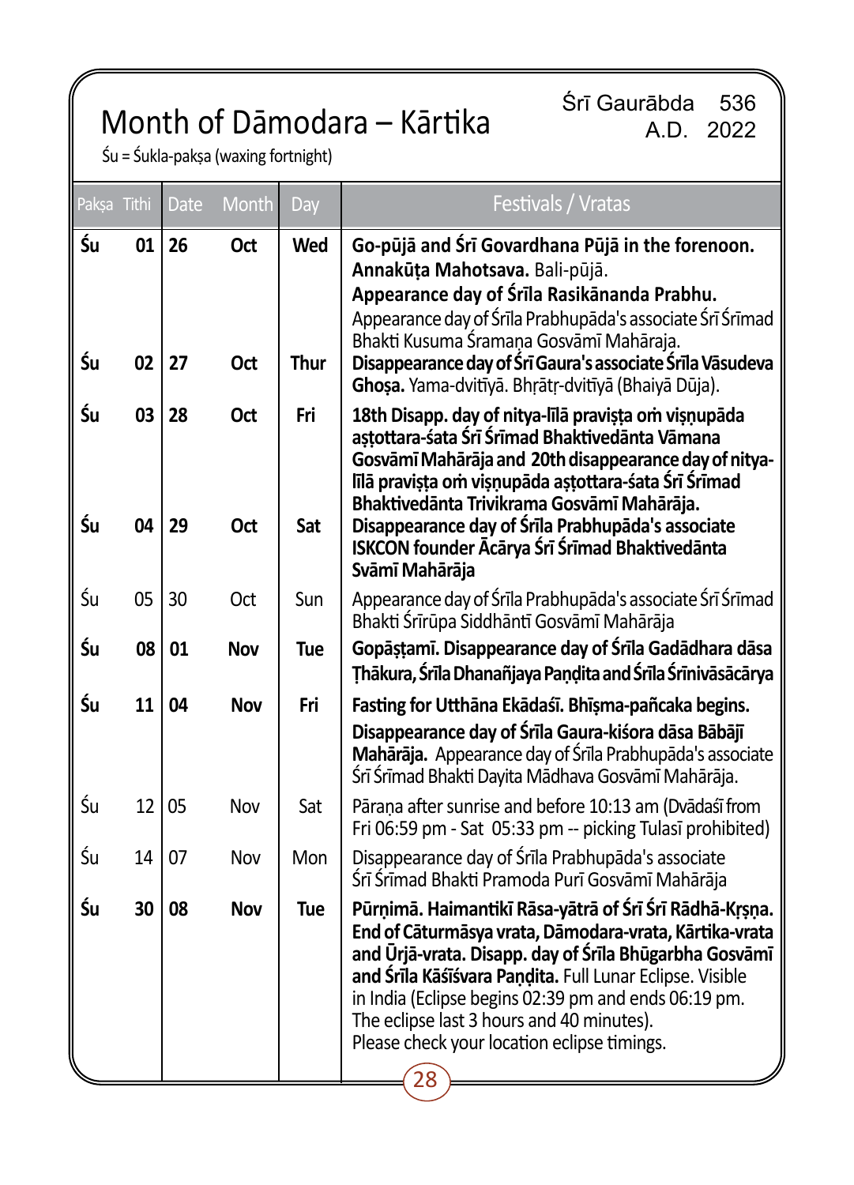# Month of Dāmodara – Kārtika

Śrī Gaurābda 536
A.D. 2022

Śu = Śukla-pakṣa (waxing fortnight)

| Pakṣa | Tithi | Date | Month | Day | Festivals / Vratas |
|---|---|---|---|---|---|
| **Śu** | **01** | **26** | **Oct** | **Wed** | **Go-pūjā and Śrī Govardhana Pūjā in the forenoon. Annakūṭa Mahotsava.** Bali-pūjā. **Appearance day of Śrīla Rasikānanda Prabhu.** Appearance day of Śrīla Prabhupāda's associate Śrī Śrīmad Bhakti Kusuma Śramaṇa Gosvāmī Mahārāja. |
| **Śu** | **02** | **27** | **Oct** | **Thur** | **Disappearance day of Śrī Gaura's associate Śrīla Vāsudeva Ghoṣa.** Yama-dvitīyā. Bhṛātṛ-dvitīyā (Bhaiyā Dūja). |
| **Śu** | **03** | **28** | **Oct** | **Fri** | **18th Disapp. day of nitya-līlā praviṣṭa oṁ viṣṇupāda aṣṭottara-śata Śrī Śrīmad Bhaktivedānta Vāmana Gosvāmī Mahārāja and 20th disappearance day of nitya-līlā praviṣṭa oṁ viṣṇupāda aṣṭottara-śata Śrī Śrīmad Bhaktivedānta Trivikrama Gosvāmī Mahārāja.** |
| **Śu** | **04** | **29** | **Oct** | **Sat** | **Disappearance day of Śrīla Prabhupāda's associate ISKCON founder Ācārya Śrī Śrīmad Bhaktivedānta Svāmī Mahārāja** |
| Śu | 05 | 30 | Oct | Sun | Appearance day of Śrīla Prabhupāda's associate Śrī Śrīmad Bhakti Śrīrūpa Siddhāntī Gosvāmī Mahārāja |
| **Śu** | **08** | **01** | **Nov** | **Tue** | **Gopāṣṭamī. Disappearance day of Śrīla Gadādhara dāsa Ṭhākura, Śrīla Dhanañjaya Paṇḍita and Śrīla Śrīnivāsācārya** |
| **Śu** | **11** | **04** | **Nov** | **Fri** | **Fasting for Utthāna Ekādaśī. Bhīṣma-pañcaka begins. Disappearance day of Śrīla Gaura-kiśora dāsa Bābājī Mahārāja.** Appearance day of Śrīla Prabhupāda's associate Śrī Śrīmad Bhakti Dayita Mādhava Gosvāmī Mahārāja. |
| Śu | 12 | 05 | Nov | Sat | Pāraṇa after sunrise and before 10:13 am (Dvādaśī from Fri 06:59 pm - Sat 05:33 pm -- picking Tulasī prohibited) |
| Śu | 14 | 07 | Nov | Mon | Disappearance day of Śrīla Prabhupāda's associate Śrī Śrīmad Bhakti Pramoda Purī Gosvāmī Mahārāja |
| **Śu** | **30** | **08** | **Nov** | **Tue** | **Pūrṇimā. Haimantikī Rāsa-yātrā of Śrī Śrī Rādhā-Kṛṣṇa. End of Cāturmāsya vrata, Dāmodara-vrata, Kārtika-vrata and Ūrjā-vrata. Disapp. day of Śrīla Bhūgarbha Gosvāmī and Śrīla Kāśīśvara Paṇḍita.** Full Lunar Eclipse. Visible in India (Eclipse begins 02:39 pm and ends 06:19 pm. The eclipse last 3 hours and 40 minutes). Please check your location eclipse timings. |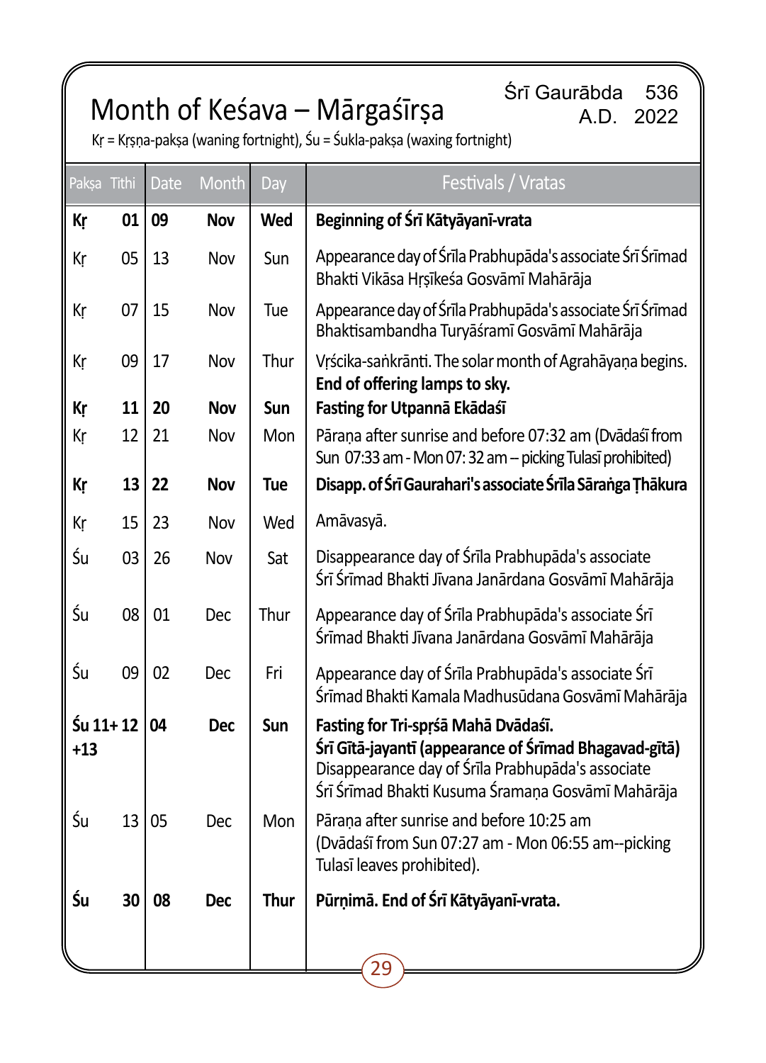# Month of Keśava – Mārgaśīrṣa

Śrī Gaurābda 536
A.D. 2022

Kṛ = Kṛṣṇa-pakṣa (waning fortnight), Śu = Śukla-pakṣa (waxing fortnight)

| Pakṣa | Tithi | Date | Month | Day | Festivals / Vratas |
|---|---|---|---|---|---|
| **Kṛ** | **01** | **09** | **Nov** | **Wed** | **Beginning of Śrī Kātyāyanī-vrata** |
| Kṛ | 05 | 13 | Nov | Sun | Appearance day of Śrīla Prabhupāda's associate Śrī Śrīmad Bhakti Vikāsa Hṛṣīkeśa Gosvāmī Mahārāja |
| Kṛ | 07 | 15 | Nov | Tue | Appearance day of Śrīla Prabhupāda's associate Śrī Śrīmad Bhaktisambandha Turyāśramī Gosvāmī Mahārāja |
| Kṛ | 09 | 17 | Nov | Thur | Vṛścika-saṅkrānti. The solar month of Agrahāyaṇa begins. **End of offering lamps to sky.** |
| **Kṛ** | **11** | **20** | **Nov** | **Sun** | **Fasting for Utpannā Ekādaśī** |
| Kṛ | 12 | 21 | Nov | Mon | Pāraṇa after sunrise and before 07:32 am (Dvādaśī from Sun 07:33 am - Mon 07: 32 am – picking Tulasī prohibited) |
| **Kṛ** | **13** | **22** | **Nov** | **Tue** | **Disapp. of Śrī Gaurahari's associate Śrīla Sāraṅga Ṭhākura** |
| Kṛ | 15 | 23 | Nov | Wed | Amāvasyā. |
| Śu | 03 | 26 | Nov | Sat | Disappearance day of Śrīla Prabhupāda's associate Śrī Śrīmad Bhakti Jīvana Janārdana Gosvāmī Mahārāja |
| Śu | 08 | 01 | Dec | Thur | Appearance day of Śrīla Prabhupāda's associate Śrī Śrīmad Bhakti Jīvana Janārdana Gosvāmī Mahārāja |
| Śu | 09 | 02 | Dec | Fri | Appearance day of Śrīla Prabhupāda's associate Śrī Śrīmad Bhakti Kamala Madhusūdana Gosvāmī Mahārāja |
| **Śu** | **11+12 +13** | **04** | **Dec** | **Sun** | **Fasting for Tri-spṛśā Mahā Dvādaśī. Śrī Gītā-jayantī (appearance of Śrīmad Bhagavad-gītā)** Disappearance day of Śrīla Prabhupāda's associate Śrī Śrīmad Bhakti Kusuma Śramaṇa Gosvāmī Mahārāja |
| Śu | 13 | 05 | Dec | Mon | Pāraṇa after sunrise and before 10:25 am (Dvādaśī from Sun 07:27 am - Mon 06:55 am--picking Tulasī leaves prohibited). |
| **Śu** | **30** | **08** | **Dec** | **Thur** | **Pūrṇimā. End of Śrī Kātyāyanī-vrata.** |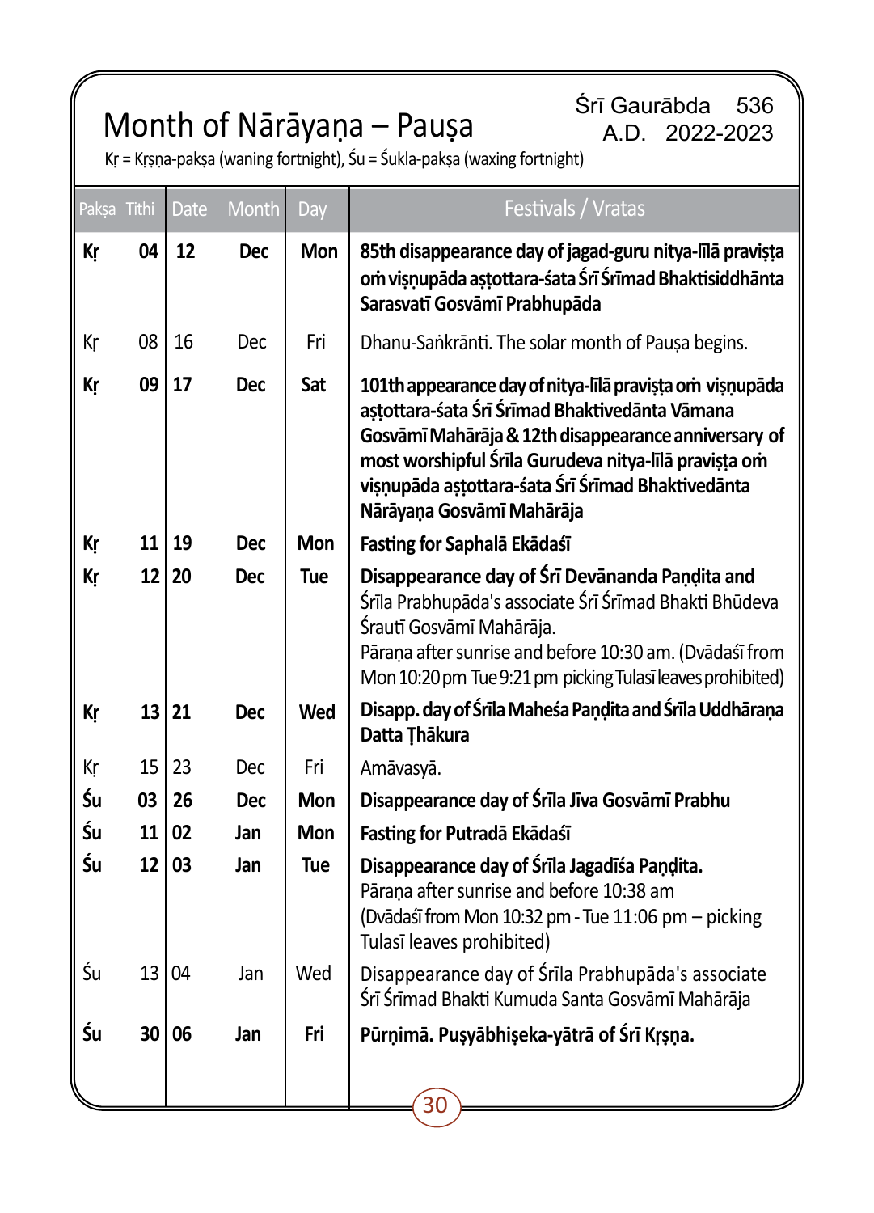# Month of Nārāyaṇa – Pauṣa

Śrī Gaurābda 536
A.D. 2022-2023

Kṛ = Kṛṣṇa-pakṣa (waning fortnight), Śu = Śukla-pakṣa (waxing fortnight)

| Pakṣa | Tithi | Date | Month | Day | Festivals / Vratas |
|---|---|---|---|---|---|
| **Kṛ** | **04** | **12** | **Dec** | **Mon** | **85th disappearance day of jagad-guru nitya-līlā praviṣṭa oṁ viṣṇupāda aṣṭottara-śata Śrī Śrīmad Bhaktisiddhānta Sarasvatī Gosvāmī Prabhupāda** |
| Kṛ | 08 | 16 | Dec | Fri | Dhanu-Saṅkrānti. The solar month of Pauṣa begins. |
| **Kṛ** | **09** | **17** | **Dec** | **Sat** | **101th appearance day of nitya-līlā praviṣṭa oṁ viṣṇupāda aṣṭottara-śata Śrī Śrīmad Bhaktivedānta Vāmana Gosvāmī Mahārāja & 12th disappearance anniversary of most worshipful Śrīla Gurudeva nitya-līlā praviṣṭa oṁ viṣṇupāda aṣṭottara-śata Śrī Śrīmad Bhaktivedānta Nārāyaṇa Gosvāmī Mahārāja** |
| **Kṛ** | **11** | **19** | **Dec** | **Mon** | **Fasting for Saphalā Ekādaśī** |
| **Kṛ** | **12** | **20** | **Dec** | **Tue** | **Disappearance day of Śrī Devānanda Paṇḍita and** Śrīla Prabhupāda's associate Śrī Śrīmad Bhakti Bhūdeva Śrautī Gosvāmī Mahārāja. Pāraṇa after sunrise and before 10:30 am. (Dvādaśī from Mon 10:20 pm Tue 9:21 pm picking Tulasī leaves prohibited) |
| **Kṛ** | **13** | **21** | **Dec** | **Wed** | **Disapp. day of Śrīla Maheśa Paṇḍita and Śrīla Uddhāraṇa Datta Ṭhākura** |
| Kṛ | 15 | 23 | Dec | Fri | Amāvasyā. |
| **Śu** | **03** | **26** | **Dec** | **Mon** | **Disappearance day of Śrīla Jīva Gosvāmī Prabhu** |
| **Śu** | **11** | **02** | **Jan** | **Mon** | **Fasting for Putradā Ekādaśī** |
| **Śu** | **12** | **03** | **Jan** | **Tue** | **Disappearance day of Śrīla Jagadīśa Paṇḍita.** Pāraṇa after sunrise and before 10:38 am (Dvādaśī from Mon 10:32 pm - Tue 11:06 pm – picking Tulasī leaves prohibited) |
| Śu | 13 | 04 | Jan | Wed | Disappearance day of Śrīla Prabhupāda's associate Śrī Śrīmad Bhakti Kumuda Santa Gosvāmī Mahārāja |
| **Śu** | **30** | **06** | **Jan** | **Fri** | **Pūrṇimā. Puṣyābhiṣeka-yātrā of Śrī Kṛṣṇa.** |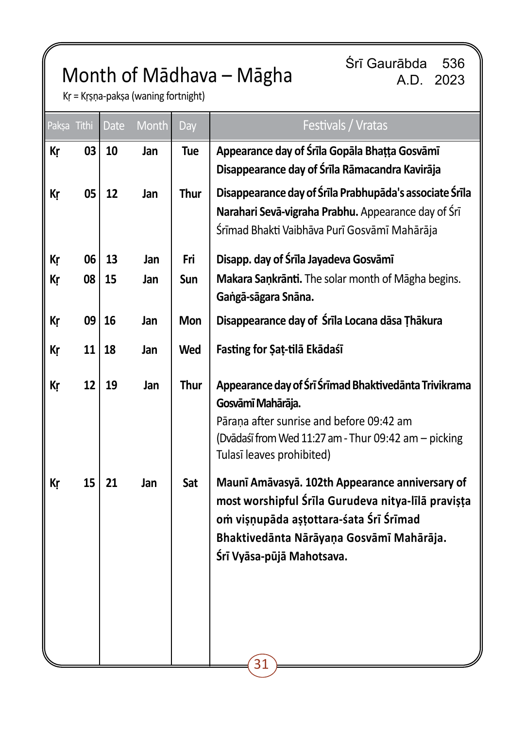# Month of Mādhava – Māgha

Śrī Gaurābda 536
A.D. 2023

Kṛ = Kṛṣṇa-pakṣa (waning fortnight)

| Pakṣa | Tithi | Date | Month | Day | Festivals / Vratas |
|---|---|---|---|---|---|
| Kṛ | 03 | 10 | Jan | Tue | **Appearance day of Śrīla Gopāla Bhaṭṭa Gosvāmī** **Disappearance day of Śrīla Rāmacandra Kavirāja** |
| Kṛ | 05 | 12 | Jan | Thur | **Disappearance day of Śrīla Prabhupāda's associate Śrīla Narahari Sevā-vigraha Prabhu.** Appearance day of Śrī Śrīmad Bhakti Vaibhāva Purī Gosvāmī Mahārāja |
| Kṛ | 06 | 13 | Jan | Fri | **Disapp. day of Śrīla Jayadeva Gosvāmī** |
| Kṛ | 08 | 15 | Jan | Sun | **Makara Saṇkrānti.** The solar month of Māgha begins. **Gaṅgā-sāgara Snāna.** |
| Kṛ | 09 | 16 | Jan | Mon | **Disappearance day of Śrīla Locana dāsa Ṭhākura** |
| Kṛ | 11 | 18 | Jan | Wed | **Fasting for Ṣaṭ-tilā Ekādaśī** |
| Kṛ | 12 | 19 | Jan | Thur | **Appearance day of Śrī Śrīmad Bhaktivedānta Trivikrama Gosvāmī Mahārāja.** Pāraṇa after sunrise and before 09:42 am (Dvādaśī from Wed 11:27 am - Thur 09:42 am – picking Tulasī leaves prohibited) |
| Kṛ | 15 | 21 | Jan | Sat | **Maunī Amāvasyā. 102th Appearance anniversary of most worshipful Śrīla Gurudeva nitya-līlā praviṣṭa oṁ viṣṇupāda aṣṭottara-śata Śrī Śrīmad Bhaktivedānta Nārāyaṇa Gosvāmī Mahārāja. Śrī Vyāsa-pūjā Mahotsava.** |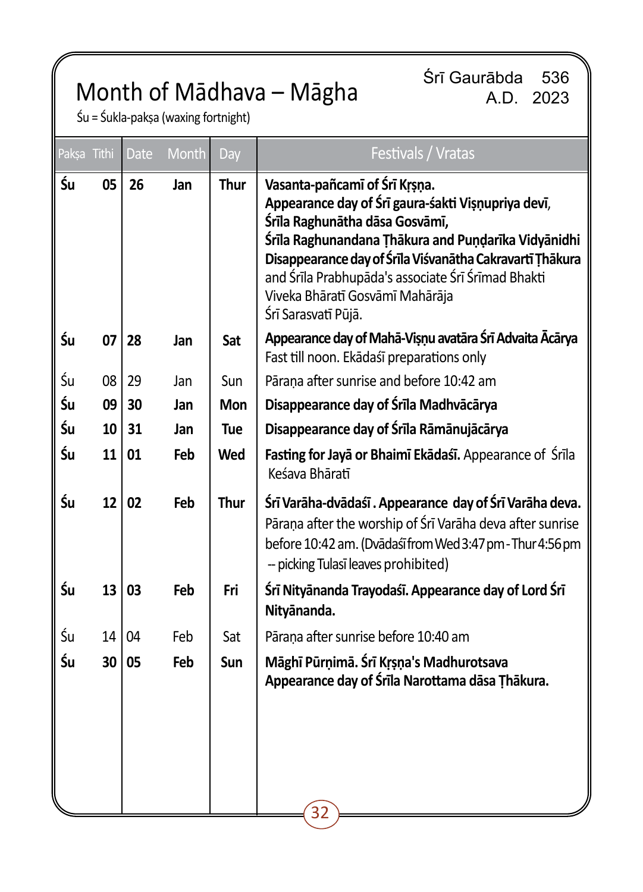# Month of Mādhava – Māgha

Śrī Gaurābda 536
A.D. 2023

Śu = Śukla-pakṣa (waxing fortnight)

| Pakṣa | Tithi | Date | Month | Day | Festivals / Vratas |
|---|---|---|---|---|---|
| **Śu** | **05** | **26** | **Jan** | **Thur** | **Vasanta-pañcamī of Śrī Kṛṣṇa.** **Appearance day of Śrī gaura-śakti Viṣṇupriya devī, Śrīla Raghunātha dāsa Gosvāmī, Śrīla Raghunandana Ṭhākura and Puṇḍarīka Vidyānidhi** **Disappearance day of Śrīla Viśvanātha Cakravartī Ṭhākura** and Śrīla Prabhupāda's associate Śrī Śrīmad Bhakti Viveka Bhāratī Gosvāmī Mahārāja Śrī Sarasvatī Pūjā. |
| **Śu** | **07** | **28** | **Jan** | **Sat** | **Appearance day of Mahā-Viṣṇu avatāra Śrī Advaita Ācārya** Fast till noon. Ekādaśī preparations only |
| Śu | 08 | 29 | Jan | Sun | Pāraṇa after sunrise and before 10:42 am |
| **Śu** | **09** | **30** | **Jan** | **Mon** | **Disappearance day of Śrīla Madhvācārya** |
| **Śu** | **10** | **31** | **Jan** | **Tue** | **Disappearance day of Śrīla Rāmānujācārya** |
| **Śu** | **11** | **01** | **Feb** | **Wed** | **Fasting for Jayā or Bhaimī Ekādaśī.** Appearance of Śrīla Keśava Bhāratī |
| **Śu** | **12** | **02** | **Feb** | **Thur** | **Śrī Varāha-dvādaśī . Appearance day of Śrī Varāha deva.** Pāraṇa after the worship of Śrī Varāha deva after sunrise before 10:42 am. (Dvādaśī from Wed 3:47 pm - Thur 4:56 pm -- picking Tulasī leaves prohibited) |
| **Śu** | **13** | **03** | **Feb** | **Fri** | **Śrī Nityānanda Trayodaśī. Appearance day of Lord Śrī Nityānanda.** |
| Śu | 14 | 04 | Feb | Sat | Pāraṇa after sunrise before 10:40 am |
| **Śu** | **30** | **05** | **Feb** | **Sun** | **Māghī Pūrṇimā. Śrī Kṛṣṇa's Madhurotsava** **Appearance day of Śrīla Narottama dāsa Ṭhākura.** |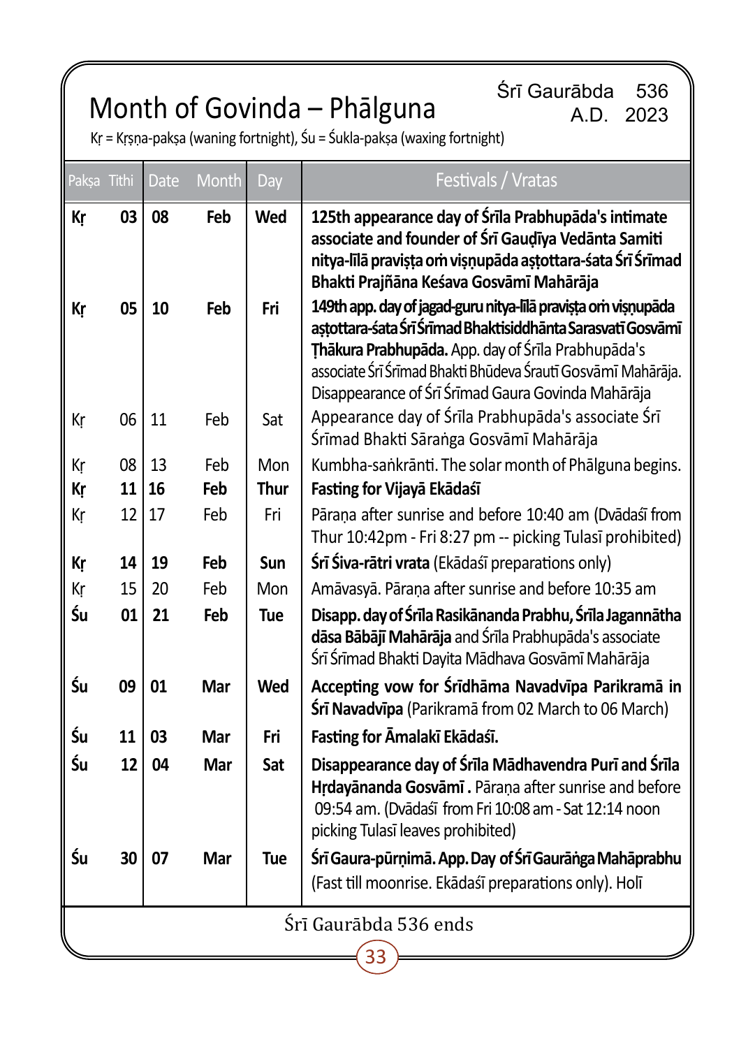# Month of Govinda – Phālguna

Śrī Gaurābda 536
A.D. 2023

Kṛ = Kṛṣṇa-pakṣa (waning fortnight), Śu = Śukla-pakṣa (waxing fortnight)

| Pakṣa | Tithi | Date | Month | Day | Festivals / Vratas |
|---|---|---|---|---|---|
| **Kṛ** | **03** | **08** | **Feb** | **Wed** | **125th appearance day of Śrīla Prabhupāda's intimate associate and founder of Śrī Gauḍīya Vedānta Samiti nitya-līlā praviṣṭa oṁ viṣṇupāda aṣṭottara-śata Śrī Śrīmad Bhakti Prajñāna Keśava Gosvāmī Mahārāja** |
| **Kṛ** | **05** | **10** | **Feb** | **Fri** | **149th app. day of jagad-guru nitya-līlā praviṣṭa oṁ viṣṇupāda aṣṭottara-śata Śrī Śrīmad Bhaktisiddhānta Sarasvatī Gosvāmī Ṭhākura Prabhupāda.** App. day of Śrīla Prabhupāda's associate Śrī Śrīmad Bhakti Bhūdeva Śrautī Gosvāmī Mahārāja. Disappearance of Śrī Śrīmad Gaura Govinda Mahārāja |
| Kṛ | 06 | 11 | Feb | Sat | Appearance day of Śrīla Prabhupāda's associate Śrī Śrīmad Bhakti Sāraṅga Gosvāmī Mahārāja |
| Kṛ | 08 | 13 | Feb | Mon | Kumbha-saṅkrānti. The solar month of Phālguna begins. |
| **Kṛ** | **11** | **16** | **Feb** | **Thur** | **Fasting for Vijayā Ekādaśī** |
| Kṛ | 12 | 17 | Feb | Fri | Pāraṇa after sunrise and before 10:40 am (Dvādaśī from Thur 10:42pm - Fri 8:27 pm -- picking Tulasī prohibited) |
| **Kṛ** | **14** | **19** | **Feb** | **Sun** | **Śrī Śiva-rātri vrata** (Ekādaśī preparations only) |
| Kṛ | 15 | 20 | Feb | Mon | Amāvasyā. Pāraṇa after sunrise and before 10:35 am |
| **Śu** | **01** | **21** | **Feb** | **Tue** | **Disapp. day of Śrīla Rasikānanda Prabhu, Śrīla Jagannātha dāsa Bābājī Mahārāja** and Śrīla Prabhupāda's associate Śrī Śrīmad Bhakti Dayita Mādhava Gosvāmī Mahārāja |
| **Śu** | **09** | **01** | **Mar** | **Wed** | **Accepting vow for Śrīdhāma Navadvīpa Parikramā in Śrī Navadvīpa** (Parikramā from 02 March to 06 March) |
| **Śu** | **11** | **03** | **Mar** | **Fri** | **Fasting for Āmalakī Ekādaśī.** |
| **Śu** | **12** | **04** | **Mar** | **Sat** | **Disappearance day of Śrīla Mādhavendra Purī and Śrīla Hṛdayānanda Gosvāmī .** Pāraṇa after sunrise and before 09:54 am. (Dvādaśī from Fri 10:08 am - Sat 12:14 noon picking Tulasī leaves prohibited) |
| **Śu** | **30** | **07** | **Mar** | **Tue** | **Śrī Gaura-pūrṇimā. App. Day of Śrī Gaurāṅga Mahāprabhu** (Fast till moonrise. Ekādaśī preparations only). Holī |

Śrī Gaurābda 536 ends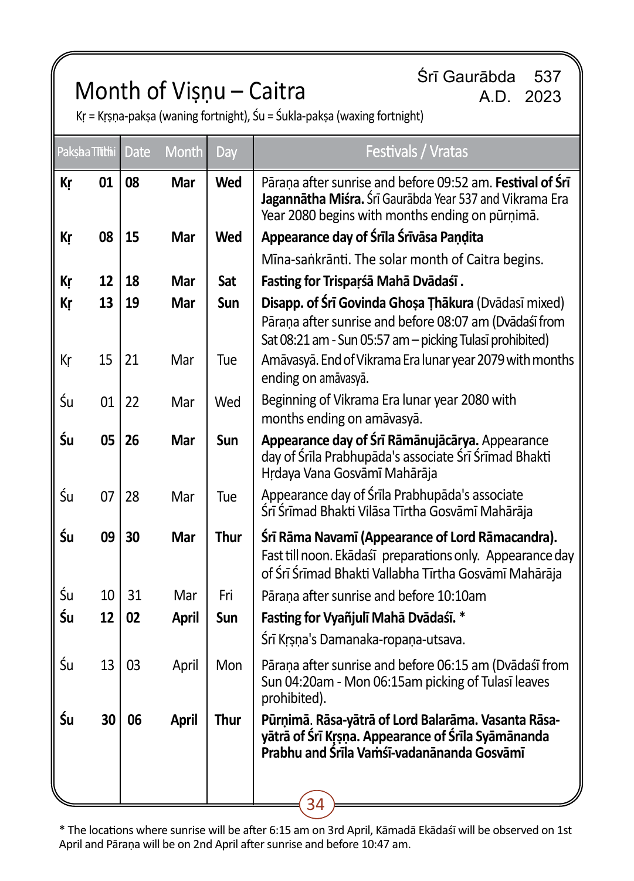# Month of Viṣṇu – Caitra

Śrī Gaurābda 537
A.D. 2023

Kṛ = Kṛṣṇa-pakṣa (waning fortnight), Śu = Śukla-pakṣa (waxing fortnight)

| Pakṣa | Tithi | Date | Month | Day | Festivals / Vratas |
|---|---|---|---|---|---|
| **Kṛ** | **01** | **08** | **Mar** | **Wed** | Pāraṇa after sunrise and before 09:52 am. **Festival of Śrī Jagannātha Miśra.** Śrī Gaurābda Year 537 and Vikrama Era Year 2080 begins with months ending on pūrṇimā. |
| **Kṛ** | **08** | **15** | **Mar** | **Wed** | **Appearance day of Śrīla Śrīvāsa Paṇḍita** |
| | | | | | Mīna-saṅkrānti. The solar month of Caitra begins. |
| **Kṛ** | **12** | **18** | **Mar** | **Sat** | **Fasting for Trispaṛśā Mahā Dvādaśī .** |
| **Kṛ** | **13** | **19** | **Mar** | **Sun** | **Disapp. of Śrī Govinda Ghoṣa Ṭhākura** (Dvādasī mixed) Pāraṇa after sunrise and before 08:07 am (Dvādaśī from Sat 08:21 am - Sun 05:57 am – picking Tulasī prohibited) |
| Kṛ | 15 | 21 | Mar | Tue | Amāvasyā. End of Vikrama Era lunar year 2079 with months ending on amāvasyā. |
| Śu | 01 | 22 | Mar | Wed | Beginning of Vikrama Era lunar year 2080 with months ending on amāvasyā. |
| **Śu** | **05** | **26** | **Mar** | **Sun** | **Appearance day of Śrī Rāmānujācārya.** Appearance day of Śrīla Prabhupāda's associate Śrī Śrīmad Bhakti Hṛdaya Vana Gosvāmī Mahārāja |
| Śu | 07 | 28 | Mar | Tue | Appearance day of Śrīla Prabhupāda's associate Śrī Śrīmad Bhakti Vilāsa Tīrtha Gosvāmī Mahārāja |
| **Śu** | **09** | **30** | **Mar** | **Thur** | **Śrī Rāma Navamī (Appearance of Lord Rāmacandra).** Fast till noon. Ekādaśī preparations only. Appearance day of Śrī Śrīmad Bhakti Vallabha Tīrtha Gosvāmī Mahārāja |
| Śu | 10 | 31 | Mar | Fri | Pāraṇa after sunrise and before 10:10am |
| **Śu** | **12** | **02** | **April** | **Sun** | **Fasting for Vyañjulī Mahā Dvādaśī.** * |
| | | | | | Śrī Kṛṣṇa's Damanaka-ropaṇa-utsava. |
| Śu | 13 | 03 | April | Mon | Pāraṇa after sunrise and before 06:15 am (Dvādaśī from Sun 04:20am - Mon 06:15am picking of Tulasī leaves prohibited). |
| **Śu** | **30** | **06** | **April** | **Thur** | **Pūrṇimā. Rāsa-yātrā of Lord Balarāma. Vasanta Rāsa-yātrā of Śrī Kṛṣṇa. Appearance of Śrīla Syāmānanda Prabhu and Śrīla Vaṁśī-vadanānanda Gosvāmī** |

* The locations where sunrise will be after 6:15 am on 3rd April, Kāmadā Ekādaśī will be observed on 1st April and Pāraṇa will be on 2nd April after sunrise and before 10:47 am.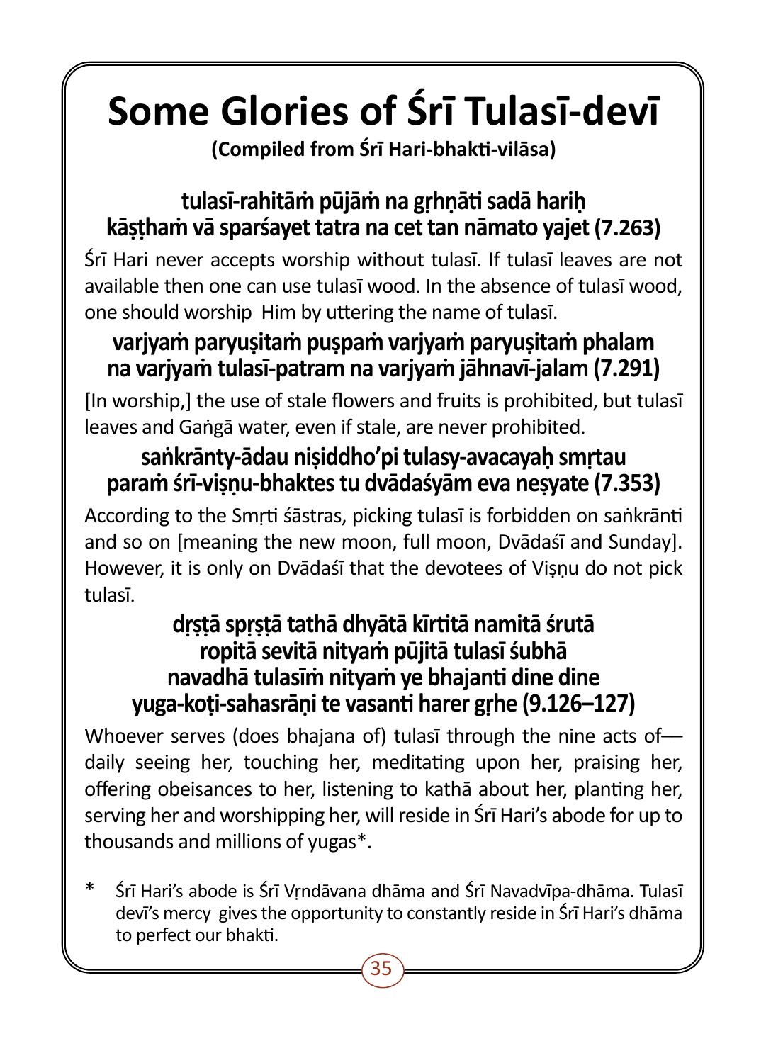# Some Glories of Śrī Tulasī-devī

**(Compiled from Śrī Hari-bhakti-vilāsa)**

**tulasī-rahitāṁ pūjāṁ na gṛhṇāti sadā hariḥ**
**kāṣṭhaṁ vā sparśayet tatra na cet tan nāmato yajet (7.263)**

Śrī Hari never accepts worship without tulasī. If tulasī leaves are not available then one can use tulasī wood. In the absence of tulasī wood, one should worship Him by uttering the name of tulasī.

**varjyaṁ paryuṣitaṁ puṣpaṁ varjyaṁ paryuṣitaṁ phalam**
**na varjyaṁ tulasī-patram na varjyaṁ jāhnavī-jalam (7.291)**

[In worship,] the use of stale flowers and fruits is prohibited, but tulasī leaves and Gaṅgā water, even if stale, are never prohibited.

**saṅkrānty-ādau niṣiddho'pi tulasy-avacayaḥ smṛtau**
**paraṁ śrī-viṣṇu-bhaktes tu dvādaśyām eva neṣyate (7.353)**

According to the Smṛti śāstras, picking tulasī is forbidden on saṅkrānti and so on [meaning the new moon, full moon, Dvādaśī and Sunday]. However, it is only on Dvādaśī that the devotees of Viṣṇu do not pick tulasī.

**dṛṣṭā spṛṣṭā tathā dhyātā kīrtitā namitā śrutā**
**ropitā sevitā nityaṁ pūjitā tulasī śubhā**
**navadhā tulasīṁ nityaṁ ye bhajanti dine dine**
**yuga-koṭi-sahasrāṇi te vasanti harer gṛhe (9.126–127)**

Whoever serves (does bhajana of) tulasī through the nine acts of—daily seeing her, touching her, meditating upon her, praising her, offering obeisances to her, listening to kathā about her, planting her, serving her and worshipping her, will reside in Śrī Hari's abode for up to thousands and millions of yugas*.

\* Śrī Hari's abode is Śrī Vṛndāvana dhāma and Śrī Navadvīpa-dhāma. Tulasī devī's mercy gives the opportunity to constantly reside in Śrī Hari's dhāma to perfect our bhakti.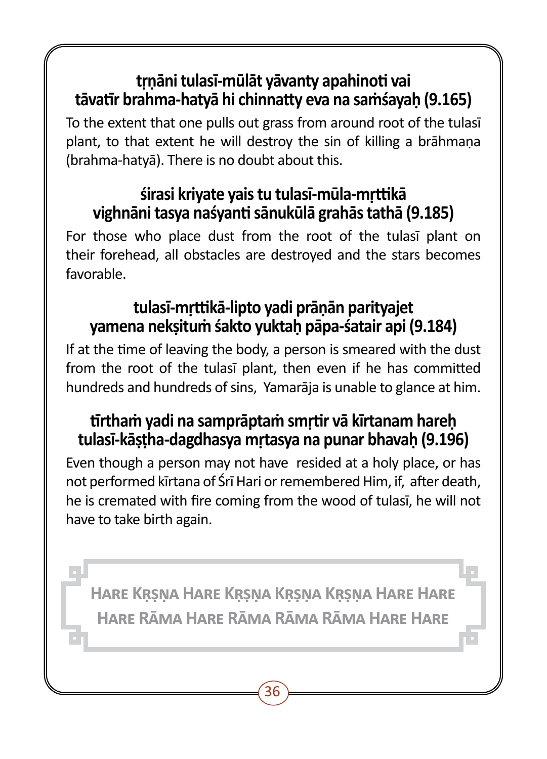**tṛṇāni tulasī-mūlāt yāvanty apahinoti vai**
**tāvatīr brahma-hatyā hi chinnatty eva na saṁśayaḥ (9.165)**

To the extent that one pulls out grass from around root of the tulasī plant, to that extent he will destroy the sin of killing a brāhmaṇa (brahma-hatyā). There is no doubt about this.

**śirasi kriyate yais tu tulasī-mūla-mṛttikā**
**vighnāni tasya naśyanti sānukūlā grahās tathā (9.185)**

For those who place dust from the root of the tulasī plant on their forehead, all obstacles are destroyed and the stars becomes favorable.

**tulasī-mṛttikā-lipto yadi prāṇān parityajet**
**yamena nekṣituṁ śakto yuktaḥ pāpa-śatair api (9.184)**

If at the time of leaving the body, a person is smeared with the dust from the root of the tulasī plant, then even if he has committed hundreds and hundreds of sins, Yamarāja is unable to glance at him.

**tīrthaṁ yadi na samprāptaṁ smṛtir vā kīrtanam hareḥ**
**tulasī-kāṣṭha-dagdhasya mṛtasya na punar bhavaḥ (9.196)**

Even though a person may not have resided at a holy place, or has not performed kīrtana of Śrī Hari or remembered Him, if, after death, he is cremated with fire coming from the wood of tulasī, he will not have to take birth again.

Hare Kṛṣṇa Hare Kṛṣṇa Kṛṣṇa Kṛṣṇa Hare Hare
Hare Rāma Hare Rāma Rāma Rāma Hare Hare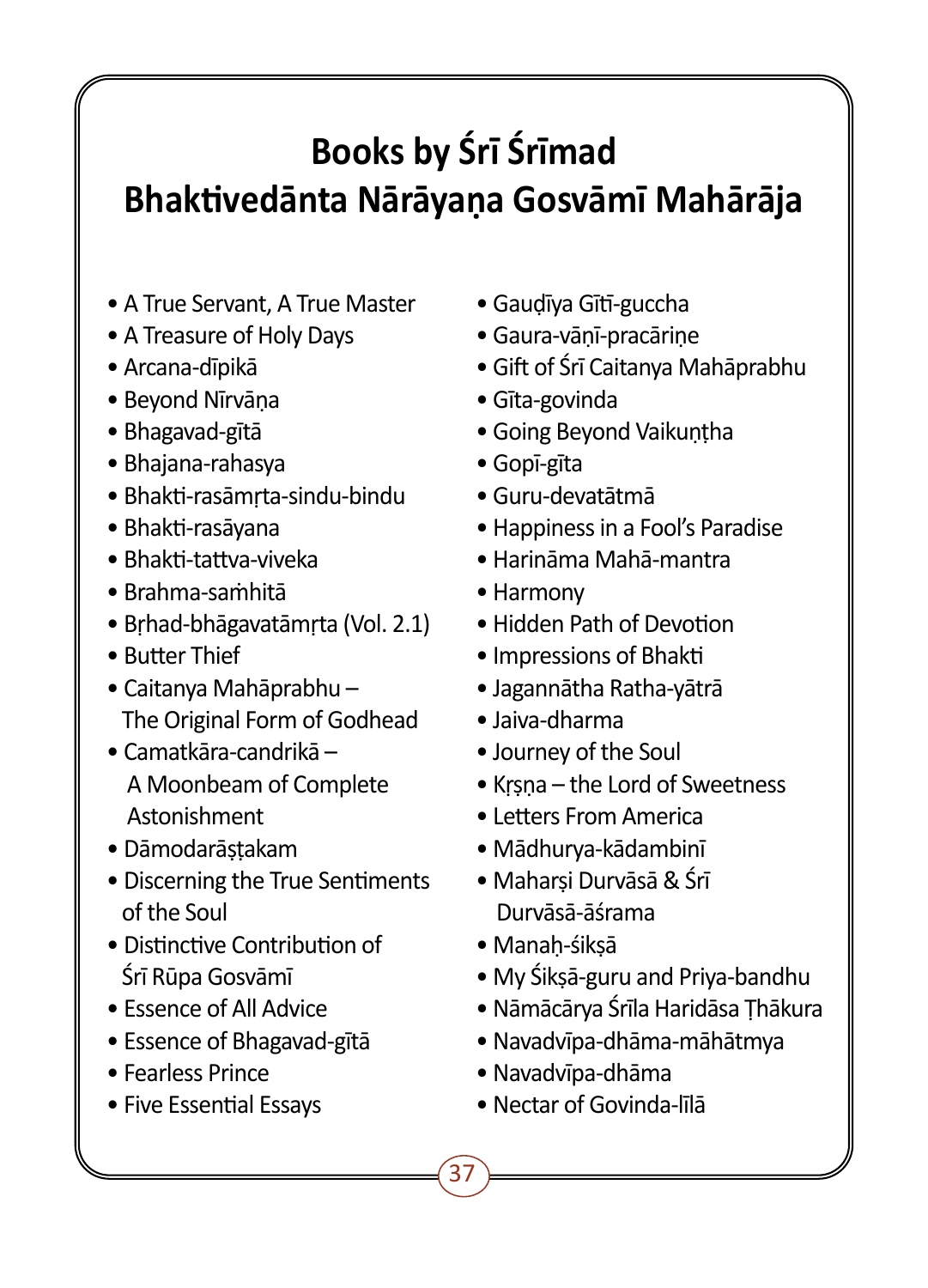# Books by Śrī Śrīmad Bhaktivedānta Nārāyaṇa Gosvāmī Mahārāja

- A True Servant, A True Master
- A Treasure of Holy Days
- Arcana-dīpikā
- Beyond Nīrvāṇa
- Bhagavad-gītā
- Bhajana-rahasya
- Bhakti-rasāmṛta-sindu-bindu
- Bhakti-rasāyana
- Bhakti-tattva-viveka
- Brahma-saṁhitā
- Bṛhad-bhāgavatāmṛta (Vol. 2.1)
- Butter Thief
- Caitanya Mahāprabhu – The Original Form of Godhead
- Camatkāra-candrikā – A Moonbeam of Complete Astonishment
- Dāmodarāṣṭakam
- Discerning the True Sentiments of the Soul
- Distinctive Contribution of Śrī Rūpa Gosvāmī
- Essence of All Advice
- Essence of Bhagavad-gītā
- Fearless Prince
- Five Essential Essays
- Gauḍīya Gītī-guccha
- Gaura-vāṇī-pracāriṇe
- Gift of Śrī Caitanya Mahāprabhu
- Gīta-govinda
- Going Beyond Vaikuṇṭha
- Gopī-gīta
- Guru-devatātmā
- Happiness in a Fool's Paradise
- Harināma Mahā-mantra
- Harmony
- Hidden Path of Devotion
- Impressions of Bhakti
- Jagannātha Ratha-yātrā
- Jaiva-dharma
- Journey of the Soul
- Kṛṣṇa – the Lord of Sweetness
- Letters From America
- Mādhurya-kādambinī
- Maharṣi Durvāsā & Śrī Durvāsā-āśrama
- Manaḥ-śikṣā
- My Śikṣā-guru and Priya-bandhu
- Nāmācārya Śrīla Haridāsa Ṭhākura
- Navadvīpa-dhāma-māhātmya
- Navadvīpa-dhāma
- Nectar of Govinda-līlā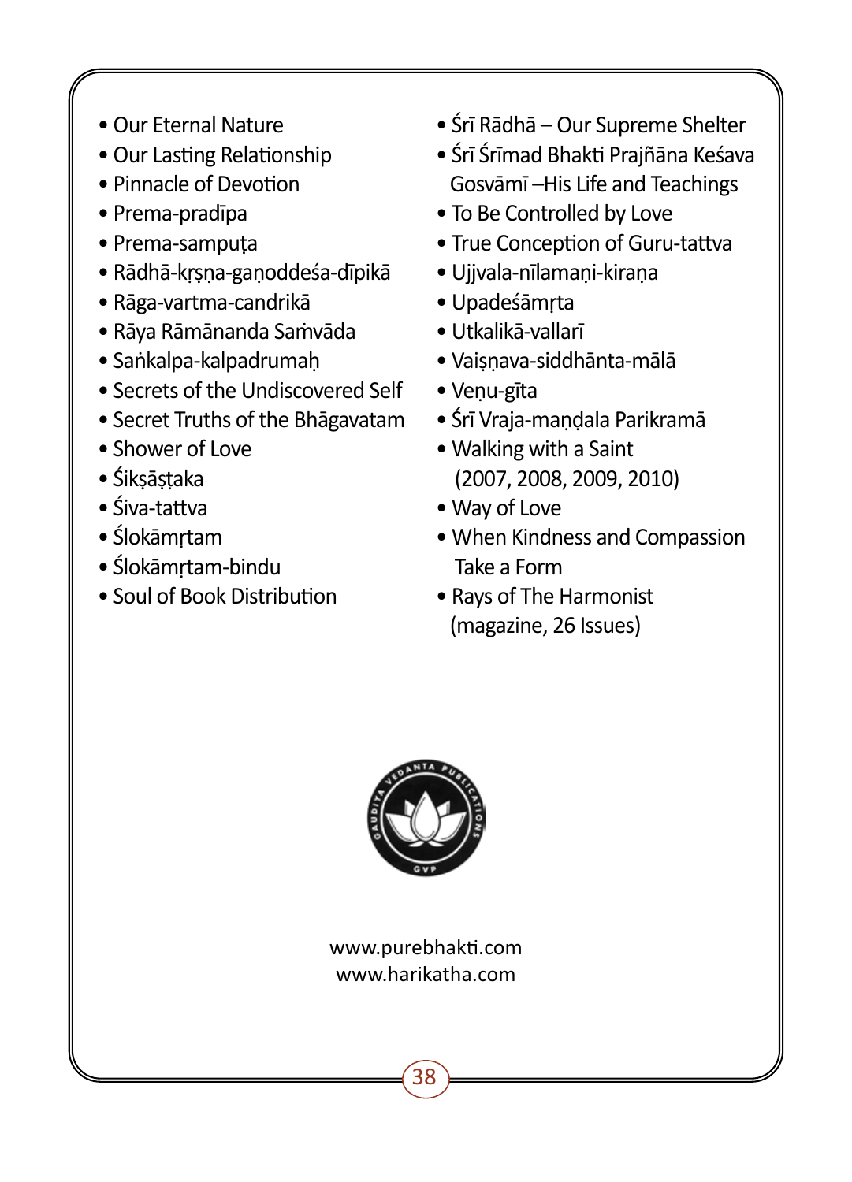- Our Eternal Nature
- Our Lasting Relationship
- Pinnacle of Devotion
- Prema-pradīpa
- Prema-sampuṭa
- Rādhā-kṛṣṇa-gaṇoddeśa-dīpikā
- Rāga-vartma-candrikā
- Rāya Rāmānanda Saṁvāda
- Saṅkalpa-kalpadrumaḥ
- Secrets of the Undiscovered Self
- Secret Truths of the Bhāgavatam
- Shower of Love
- Śikṣāṣṭaka
- Śiva-tattva
- Ślokāmṛtam
- Ślokāmṛtam-bindu
- Soul of Book Distribution
- Śrī Rādhā – Our Supreme Shelter
- Śrī Śrīmad Bhakti Prajñāna Keśava Gosvāmī –His Life and Teachings
- To Be Controlled by Love
- True Conception of Guru-tattva
- Ujjvala-nīlamaṇi-kiraṇa
- Upadeśāmṛta
- Utkalikā-vallarī
- Vaiṣṇava-siddhānta-mālā
- Veṇu-gīta
- Śrī Vraja-maṇḍala Parikramā
- Walking with a Saint (2007, 2008, 2009, 2010)
- Way of Love
- When Kindness and Compassion Take a Form
- Rays of The Harmonist (magazine, 26 Issues)

GAUDIYA VEDANTA PUBLICATIONS
GVP

www.purebhakti.com
www.harikatha.com